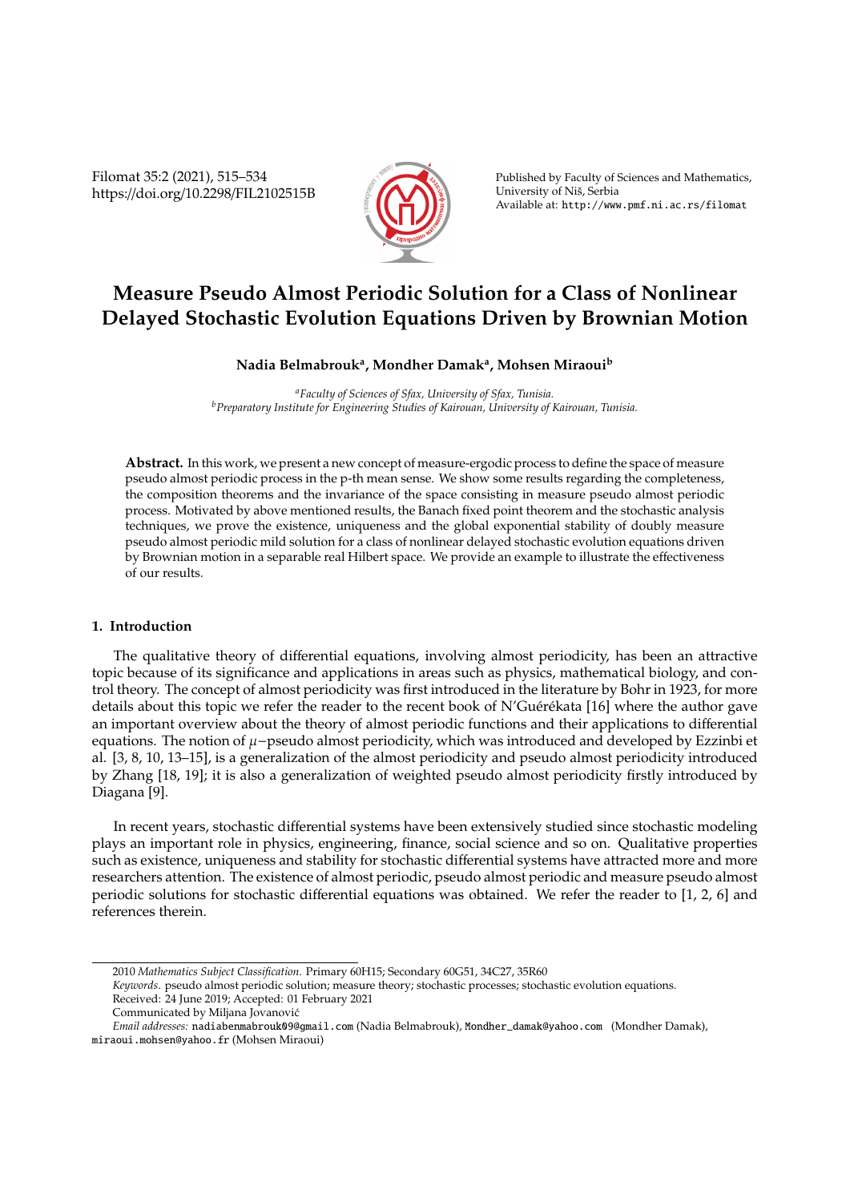# Measure Pseudo Almost Periodic Solution for a Class of Nonlinear Delayed Stochastic Evolution Equations Driven by Brownian Motion

**Nadia Belmabrouk[a], Mondher Damak[a], Mohsen Miraoui[b]**

[a]*Faculty of Sciences of Sfax, University of Sfax, Tunisia.*
[b]*Preparatory Institute for Engineering Studies of Kairouan, University of Kairouan, Tunisia.*

**Abstract.** In this work, we present a new concept of measure-ergodic process to define the space of measure pseudo almost periodic process in the p-th mean sense. We show some results regarding the completeness, the composition theorems and the invariance of the space consisting in measure pseudo almost periodic process. Motivated by above mentioned results, the Banach fixed point theorem and the stochastic analysis techniques, we prove the existence, uniqueness and the global exponential stability of doubly measure pseudo almost periodic mild solution for a class of nonlinear delayed stochastic evolution equations driven by Brownian motion in a separable real Hilbert space. We provide an example to illustrate the effectiveness of our results.

## 1. Introduction

The qualitative theory of differential equations, involving almost periodicity, has been an attractive topic because of its significance and applications in areas such as physics, mathematical biology, and control theory. The concept of almost periodicity was first introduced in the literature by Bohr in 1923, for more details about this topic we refer the reader to the recent book of N'Guérékata [16] where the author gave an important overview about the theory of almost periodic functions and their applications to differential equations. The notion of $\mu$−pseudo almost periodicity, which was introduced and developed by Ezzinbi et al. [3, 8, 10, 13–15], is a generalization of the almost periodicity and pseudo almost periodicity introduced by Zhang [18, 19]; it is also a generalization of weighted pseudo almost periodicity firstly introduced by Diagana [9].

In recent years, stochastic differential systems have been extensively studied since stochastic modeling plays an important role in physics, engineering, finance, social science and so on. Qualitative properties such as existence, uniqueness and stability for stochastic differential systems have attracted more and more researchers attention. The existence of almost periodic, pseudo almost periodic and measure pseudo almost periodic solutions for stochastic differential equations was obtained. We refer the reader to [1, 2, 6] and references therein.

---

2010 *Mathematics Subject Classification.* Primary 60H15; Secondary 60G51, 34C27, 35R60

*Keywords.* pseudo almost periodic solution; measure theory; stochastic processes; stochastic evolution equations.

Received: 24 June 2019; Accepted: 01 February 2021

Communicated by Miljana Jovanović

*Email addresses:* nadiabenmabrouk09@gmail.com (Nadia Belmabrouk), Mondher_damak@yahoo.com (Mondher Damak), miraoui.mohsen@yahoo.fr (Mohsen Miraoui)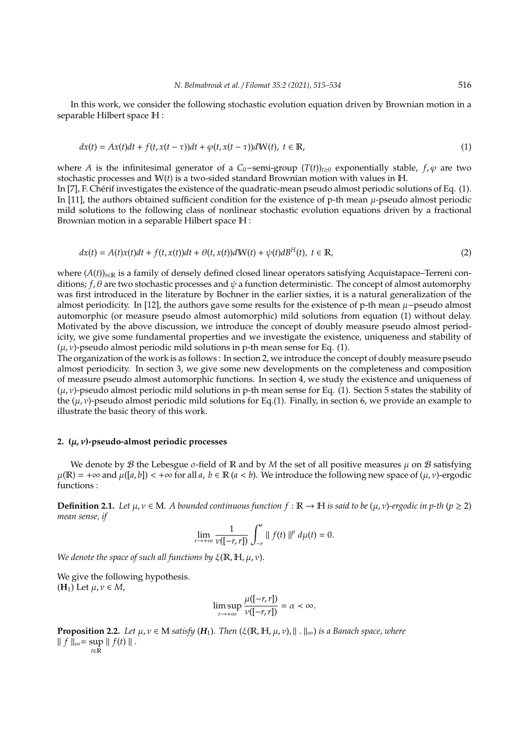In this work, we consider the following stochastic evolution equation driven by Brownian motion in a separable Hilbert space $\mathbb{H}$ :

$$dx(t) = Ax(t)dt + f(t, x(t-\tau))dt + \varphi(t, x(t-\tau))d\mathbb{W}(t),\ t \in \mathbb{R}, \tag{1}$$

where $A$ is the infinitesimal generator of a $C_0$−semi-group $(T(t))_{t\geq 0}$ exponentially stable, $f, \varphi$ are two stochastic processes and $\mathbb{W}(t)$ is a two-sided standard Brownian motion with values in $\mathbb{H}$.
In [7], F. Chérif investigates the existence of the quadratic-mean pseudo almost periodic solutions of Eq. (1). In [11], the authors obtained sufficient condition for the existence of p-th mean $\mu$-pseudo almost periodic mild solutions to the following class of nonlinear stochastic evolution equations driven by a fractional Brownian motion in a separable Hilbert space $\mathbb{H}$ :

$$dx(t) = A(t)x(t)dt + f(t, x(t))dt + \theta(t, x(t))d\mathbb{W}(t) + \psi(t)dB^H(t),\ t \in \mathbb{R}, \tag{2}$$

where $(A(t))_{t\in\mathbb{R}}$ is a family of densely defined closed linear operators satisfying Acquistapace–Terreni conditions; $f, \theta$ are two stochastic processes and $\psi$ a function deterministic. The concept of almost automorphy was first introduced in the literature by Bochner in the earlier sixties, it is a natural generalization of the almost periodicity. In [12], the authors gave some results for the existence of p-th mean $\mu$−pseudo almost automorphic (or measure pseudo almost automorphic) mild solutions from equation (1) without delay. Motivated by the above discussion, we introduce the concept of doubly measure pseudo almost periodicity, we give some fundamental properties and we investigate the existence, uniqueness and stability of $(\mu, \nu)$-pseudo almost periodic mild solutions in p-th mean sense for Eq. (1).
The organization of the work is as follows : In section 2, we introduce the concept of doubly measure pseudo almost periodicity. In section 3, we give some new developments on the completeness and composition of measure pseudo almost automorphic functions. In section 4, we study the existence and uniqueness of $(\mu, \nu)$-pseudo almost periodic mild solutions in p-th mean sense for Eq. (1). Section 5 states the stability of the $(\mu, \nu)$-pseudo almost periodic mild solutions for Eq.(1). Finally, in section 6, we provide an example to illustrate the basic theory of this work.

## 2. $(\mu, \nu)$-pseudo-almost periodic processes

We denote by $\mathcal{B}$ the Lebesgue $\sigma$-field of $\mathbb{R}$ and by $M$ the set of all positive measures $\mu$ on $\mathcal{B}$ satisfying $\mu(\mathbb{R}) = +\infty$ and $\mu([a, b]) < +\infty$ for all $a,\ b \in \mathbb{R}$ ($a < b$). We introduce the following new space of $(\mu, \nu)$-ergodic functions :

**Definition 2.1.** *Let $\mu, \nu \in$ M. A bounded continuous function $f : \mathbb{R} \to \mathbb{H}$ is said to be $(\mu, \nu)$-ergodic in p-th ($p \geq 2$) mean sense, if*

$$\lim_{r\to+\infty} \frac{1}{\nu([-r, r])} \int_{-r}^{r} \| f(t) \|^p \, d\mu(t) = 0.$$

*We denote the space of such all functions by $\xi(\mathbb{R}, \mathbb{H}, \mu, \nu)$.*

We give the following hypothesis.
$(\mathbf{H}_1)$ Let $\mu, \nu \in M$,

$$\limsup_{r\to+\infty} \frac{\mu([-r, r])}{\nu([-r, r])} = \alpha \prec \infty.$$

**Proposition 2.2.** *Let $\mu, \nu \in$ M satisfy ($\mathbf{H}_1$). Then $(\xi(\mathbb{R}, \mathbb{H}, \mu, \nu), \| . \|_\infty)$ is a Banach space, where* $\| f \|_\infty = \sup\limits_{t\in\mathbb{R}} \| f(t) \|$ .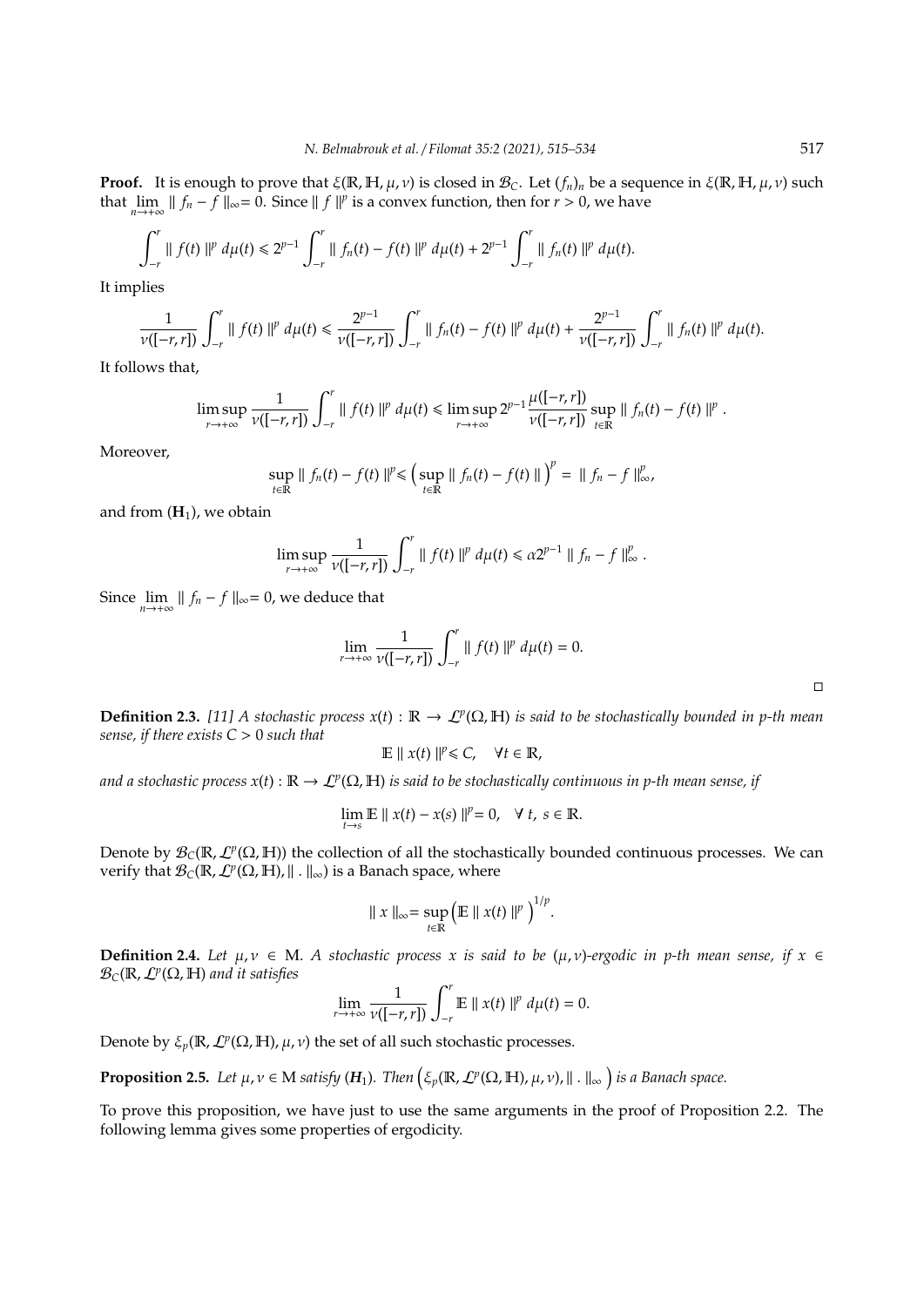**Proof.** It is enough to prove that $\xi(\mathbb{R}, \mathbb{H}, \mu, \nu)$ is closed in $\mathcal{B}_C$. Let $(f_n)_n$ be a sequence in $\xi(\mathbb{R}, \mathbb{H}, \mu, \nu)$ such that $\lim_{n\to+\infty} \| f_n - f \|_\infty = 0$. Since $\| f \|^p$ is a convex function, then for $r > 0$, we have

$$\int_{-r}^{r} \| f(t) \|^p \, d\mu(t) \leqslant 2^{p-1} \int_{-r}^{r} \| f_n(t) - f(t) \|^p \, d\mu(t) + 2^{p-1} \int_{-r}^{r} \| f_n(t) \|^p \, d\mu(t).$$

It implies

$$\frac{1}{\nu([-r,r])} \int_{-r}^{r} \| f(t) \|^p \, d\mu(t) \leqslant \frac{2^{p-1}}{\nu([-r,r])} \int_{-r}^{r} \| f_n(t) - f(t) \|^p \, d\mu(t) + \frac{2^{p-1}}{\nu([-r,r])} \int_{-r}^{r} \| f_n(t) \|^p \, d\mu(t).$$

It follows that,

$$\limsup_{r\to+\infty} \frac{1}{\nu([-r,r])} \int_{-r}^{r} \| f(t) \|^p \, d\mu(t) \leqslant \limsup_{r\to+\infty} 2^{p-1} \frac{\mu([-r,r])}{\nu([-r,r])} \sup_{t\in\mathbb{R}} \| f_n(t) - f(t) \|^p .$$

Moreover,

$$\sup_{t\in\mathbb{R}} \| f_n(t) - f(t) \|^p \leqslant \Big( \sup_{t\in\mathbb{R}} \| f_n(t) - f(t) \| \Big)^p = \| f_n - f \|_\infty^p,$$

and from $(\mathbf{H}_1)$, we obtain

$$\limsup_{r\to+\infty} \frac{1}{\nu([-r,r])} \int_{-r}^{r} \| f(t) \|^p \, d\mu(t) \leqslant \alpha 2^{p-1} \| f_n - f \|_\infty^p .$$

Since $\lim_{n\to+\infty} \| f_n - f \|_\infty = 0$, we deduce that

$$\lim_{r\to+\infty} \frac{1}{\nu([-r,r])} \int_{-r}^{r} \| f(t) \|^p \, d\mu(t) = 0.$$

$\square$

**Definition 2.3.** *[11] A stochastic process $x(t) : \mathbb{R} \to \mathcal{L}^p(\Omega, \mathbb{H})$ is said to be stochastically bounded in p-th mean sense, if there exists $C > 0$ such that*

$$\mathbb{E} \| x(t) \|^p \leqslant C, \quad \forall t \in \mathbb{R},$$

*and a stochastic process $x(t) : \mathbb{R} \to \mathcal{L}^p(\Omega, \mathbb{H})$ is said to be stochastically continuous in p-th mean sense, if*

$$\lim_{t\to s} \mathbb{E} \| x(t) - x(s) \|^p = 0, \quad \forall \; t, \; s \in \mathbb{R}.$$

Denote by $\mathcal{B}_C(\mathbb{R}, \mathcal{L}^p(\Omega, \mathbb{H}))$ the collection of all the stochastically bounded continuous processes. We can verify that $\mathcal{B}_C(\mathbb{R}, \mathcal{L}^p(\Omega, \mathbb{H}), \| . \|_\infty)$ is a Banach space, where

$$\| x \|_\infty = \sup_{t\in\mathbb{R}} \Big( \mathbb{E} \| x(t) \|^p \Big)^{1/p}.$$

**Definition 2.4.** *Let $\mu, \nu \in$ M. A stochastic process $x$ is said to be $(\mu, \nu)$-ergodic in p-th mean sense, if $x \in \mathcal{B}_C(\mathbb{R}, \mathcal{L}^p(\Omega, \mathbb{H})$ and it satisfies*

$$\lim_{r\to+\infty} \frac{1}{\nu([-r,r])} \int_{-r}^{r} \mathbb{E} \| x(t) \|^p \, d\mu(t) = 0.$$

Denote by $\xi_p(\mathbb{R}, \mathcal{L}^p(\Omega, \mathbb{H}), \mu, \nu)$ the set of all such stochastic processes.

**Proposition 2.5.** *Let $\mu, \nu \in$ M satisfy $(\mathbf{H}_1)$. Then $\Big(\xi_p(\mathbb{R}, \mathcal{L}^p(\Omega, \mathbb{H}), \mu, \nu), \| . \|_\infty \Big)$ is a Banach space.*

To prove this proposition, we have just to use the same arguments in the proof of Proposition 2.2. The following lemma gives some properties of ergodicity.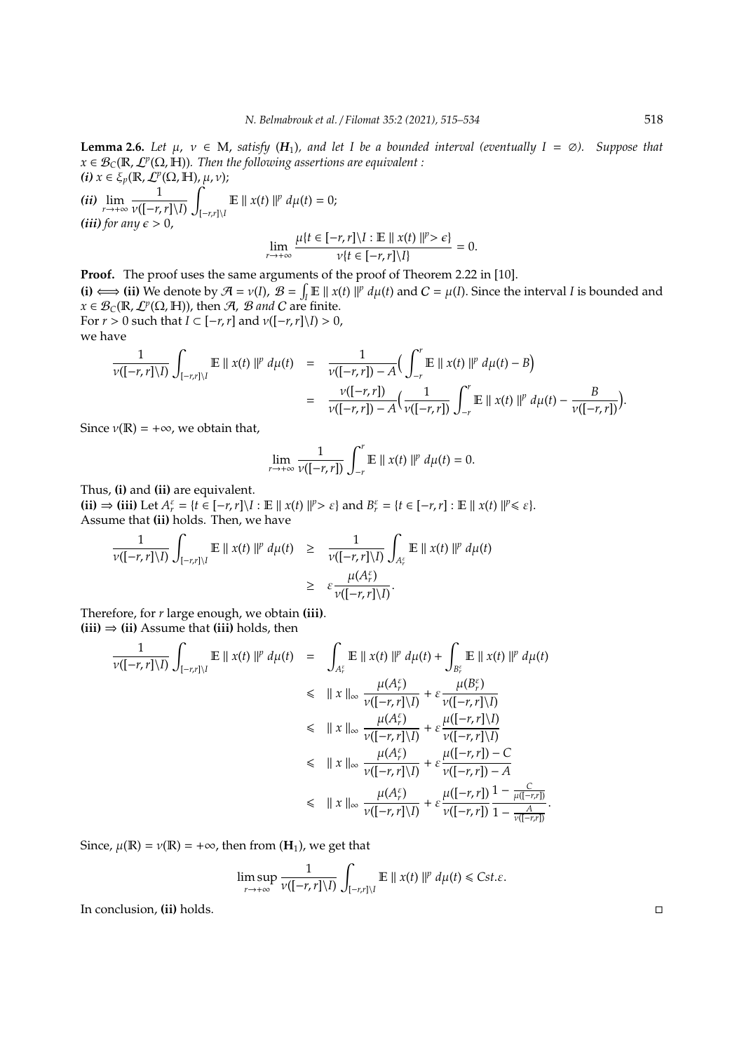**Lemma 2.6.** *Let $\mu$, $\nu \in$ M, satisfy $(\boldsymbol{H}_1)$, and let $I$ be a bounded interval (eventually $I = \emptyset$). Suppose that $x \in \mathcal{B}_C(\mathbb{R}, \mathcal{L}^p(\Omega, \mathbb{H}))$. Then the following assertions are equivalent :*

***(i)*** *$x \in \xi_p(\mathbb{R}, \mathcal{L}^p(\Omega, \mathbb{H}), \mu, \nu)$;*

***(ii)*** $\displaystyle\lim_{r\to+\infty} \frac{1}{\nu([-r,r]\backslash I)} \int_{[-r,r]\backslash I} \mathbb{E} \parallel x(t) \parallel^p d\mu(t) = 0;$

***(iii)*** *for any $\epsilon > 0$,*

$$\lim_{r\to+\infty} \frac{\mu\{t \in [-r,r]\backslash I : \mathbb{E} \parallel x(t) \parallel^p > \epsilon\}}{\nu\{t \in [-r,r]\backslash I\}} = 0.$$

**Proof.** The proof uses the same arguments of the proof of Theorem 2.22 in [10].

**(i) $\Longleftrightarrow$ (ii)** We denote by $\mathcal{A} = \nu(I)$, $\mathcal{B} = \int_I \mathbb{E} \parallel x(t) \parallel^p d\mu(t)$ and $C = \mu(I)$. Since the interval $I$ is bounded and $x \in \mathcal{B}_C(\mathbb{R}, \mathcal{L}^p(\Omega, \mathbb{H}))$, then $\mathcal{A}$, $\mathcal{B}$ *and* $C$ are finite.

For $r > 0$ such that $I \subset [-r, r]$ and $\nu([-r, r]\backslash I) > 0$,
we have

$$\begin{aligned}
\frac{1}{\nu([-r,r]\backslash I)} \int_{[-r,r]\backslash I} \mathbb{E} \parallel x(t) \parallel^p d\mu(t) &= \frac{1}{\nu([-r,r]) - A}\Big( \int_{-r}^{r} \mathbb{E} \parallel x(t) \parallel^p d\mu(t) - B\Big) \\
&= \frac{\nu([-r,r])}{\nu([-r,r]) - A}\Big( \frac{1}{\nu([-r,r])} \int_{-r}^{r} \mathbb{E} \parallel x(t) \parallel^p d\mu(t) - \frac{B}{\nu([-r,r])}\Big).
\end{aligned}$$

Since $\nu(\mathbb{R}) = +\infty$, we obtain that,

$$\lim_{r\to+\infty} \frac{1}{\nu([-r,r])} \int_{-r}^{r} \mathbb{E} \parallel x(t) \parallel^p d\mu(t) = 0.$$

Thus, **(i)** and **(ii)** are equivalent.

**(ii) $\Rightarrow$ (iii)** Let $A_r^\varepsilon = \{t \in [-r, r]\backslash I : \mathbb{E} \parallel x(t) \parallel^p > \varepsilon\}$ and $B_r^\varepsilon = \{t \in [-r, r] : \mathbb{E} \parallel x(t) \parallel^p \leqslant \varepsilon\}$.
Assume that **(ii)** holds. Then, we have

$$\begin{aligned}
\frac{1}{\nu([-r,r]\backslash I)} \int_{[-r,r]\backslash I} \mathbb{E} \parallel x(t) \parallel^p d\mu(t) &\geq \frac{1}{\nu([-r,r]\backslash I)} \int_{A_r^\varepsilon} \mathbb{E} \parallel x(t) \parallel^p d\mu(t) \\
&\geq \varepsilon \frac{\mu(A_r^\varepsilon)}{\nu([-r,r]\backslash I)}.
\end{aligned}$$

Therefore, for $r$ large enough, we obtain **(iii)**.

**(iii) $\Rightarrow$ (ii)** Assume that **(iii)** holds, then

$$\begin{aligned}
\frac{1}{\nu([-r,r]\backslash I)} \int_{[-r,r]\backslash I} \mathbb{E} \parallel x(t) \parallel^p d\mu(t) &= \int_{A_r^\varepsilon} \mathbb{E} \parallel x(t) \parallel^p d\mu(t) + \int_{B_r^\varepsilon} \mathbb{E} \parallel x(t) \parallel^p d\mu(t) \\
&\leqslant \parallel x \parallel_\infty \frac{\mu(A_r^\varepsilon)}{\nu([-r,r]\backslash I)} + \varepsilon \frac{\mu(B_r^\varepsilon)}{\nu([-r,r]\backslash I)} \\
&\leqslant \parallel x \parallel_\infty \frac{\mu(A_r^\varepsilon)}{\nu([-r,r]\backslash I)} + \varepsilon \frac{\mu([-r,r]\backslash I)}{\nu([-r,r]\backslash I)} \\
&\leqslant \parallel x \parallel_\infty \frac{\mu(A_r^\varepsilon)}{\nu([-r,r]\backslash I)} + \varepsilon \frac{\mu([-r,r]) - C}{\nu([-r,r]) - A} \\
&\leqslant \parallel x \parallel_\infty \frac{\mu(A_r^\varepsilon)}{\nu([-r,r]\backslash I)} + \varepsilon \frac{\mu([-r,r])}{\nu([-r,r])} \frac{1 - \frac{C}{\mu([-r,r])}}{1 - \frac{A}{\nu([-r,r])}}.
\end{aligned}$$

Since, $\mu(\mathbb{R}) = \nu(\mathbb{R}) = +\infty$, then from $(\mathbf{H}_1)$, we get that

$$\limsup_{r\to+\infty} \frac{1}{\nu([-r,r]\backslash I)} \int_{[-r,r]\backslash I} \mathbb{E} \parallel x(t) \parallel^p d\mu(t) \leqslant Cst.\varepsilon.$$

In conclusion, **(ii)** holds. $\square$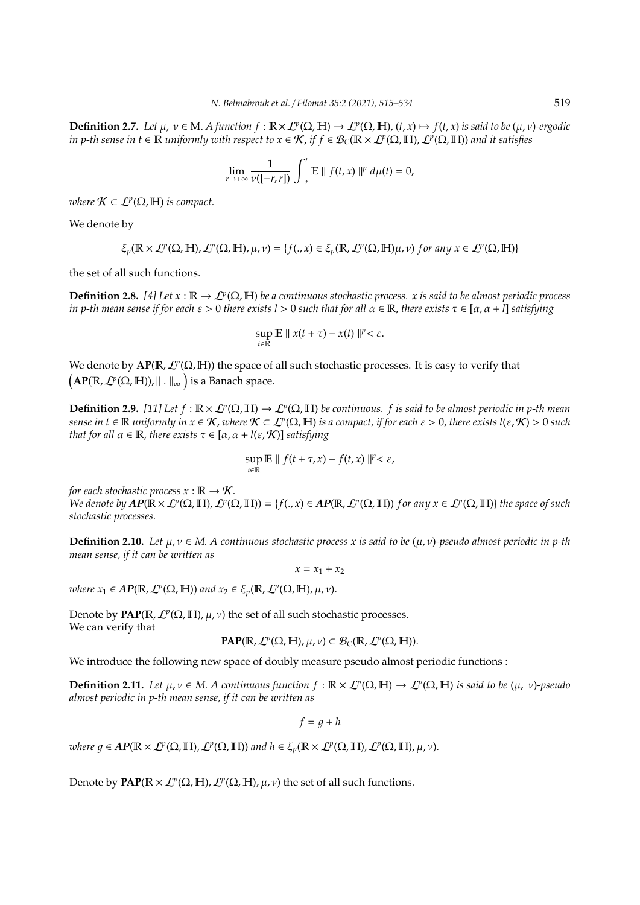**Definition 2.7.** *Let $\mu,\ \nu \in \mathrm{M}$. A function $f : \mathbb{R}\times\mathcal{L}^p(\Omega,\mathbb{H}) \to \mathcal{L}^p(\Omega,\mathbb{H})$, $(t,x) \mapsto f(t,x)$ is said to be $(\mu,\nu)$-ergodic in p-th sense in $t \in \mathbb{R}$ uniformly with respect to $x \in \mathcal{K}$, if $f \in \mathcal{B}_C(\mathbb{R}\times\mathcal{L}^p(\Omega,\mathbb{H}),\mathcal{L}^p(\Omega,\mathbb{H}))$ and it satisfies*

$$\lim_{r\to+\infty}\frac{1}{\nu([-r,r])}\int_{-r}^{r}\mathbb{E}\parallel f(t,x)\parallel^p d\mu(t) = 0,$$

*where $\mathcal{K} \subset \mathcal{L}^p(\Omega,\mathbb{H})$ is compact.*

We denote by

$$\xi_p(\mathbb{R}\times\mathcal{L}^p(\Omega,\mathbb{H}),\mathcal{L}^p(\Omega,\mathbb{H}),\mu,\nu) = \{f(.,x) \in \xi_p(\mathbb{R},\mathcal{L}^p(\Omega,\mathbb{H})\mu,\nu)\ for\ any\ x \in \mathcal{L}^p(\Omega,\mathbb{H})\}$$

the set of all such functions.

**Definition 2.8.** *[4] Let $x : \mathbb{R} \to \mathcal{L}^p(\Omega,\mathbb{H})$ be a continuous stochastic process. $x$ is said to be almost periodic process in p-th mean sense if for each $\varepsilon > 0$ there exists $l > 0$ such that for all $\alpha \in \mathbb{R}$, there exists $\tau \in [\alpha,\alpha+l]$ satisfying*

$$\sup_{t\in\mathbb{R}}\mathbb{E}\parallel x(t+\tau)-x(t)\parallel^p < \varepsilon.$$

We denote by $\mathbf{AP}(\mathbb{R},\mathcal{L}^p(\Omega,\mathbb{H}))$ the space of all such stochastic processes. It is easy to verify that $\left(\mathbf{AP}(\mathbb{R},\mathcal{L}^p(\Omega,\mathbb{H})),\|\,.\,\|_\infty\right)$ is a Banach space.

**Definition 2.9.** *[11] Let $f : \mathbb{R}\times\mathcal{L}^p(\Omega,\mathbb{H}) \to \mathcal{L}^p(\Omega,\mathbb{H})$ be continuous. $f$ is said to be almost periodic in p-th mean sense in $t \in \mathbb{R}$ uniformly in $x \in \mathcal{K}$, where $\mathcal{K} \subset \mathcal{L}^p(\Omega,\mathbb{H})$ is a compact, if for each $\varepsilon > 0$, there exists $l(\varepsilon,\mathcal{K}) > 0$ such that for all $\alpha \in \mathbb{R}$, there exists $\tau \in [\alpha,\alpha+l(\varepsilon,\mathcal{K})]$ satisfying*

$$\sup_{t\in\mathbb{R}}\mathbb{E}\parallel f(t+\tau,x)-f(t,x)\parallel^p < \varepsilon,$$

*for each stochastic process $x : \mathbb{R} \to \mathcal{K}$.*
*We denote by $\mathbf{AP}(\mathbb{R}\times\mathcal{L}^p(\Omega,\mathbb{H}),\mathcal{L}^p(\Omega,\mathbb{H})) = \{f(.,x) \in \mathbf{AP}(\mathbb{R},\mathcal{L}^p(\Omega,\mathbb{H}))\ for\ any\ x \in \mathcal{L}^p(\Omega,\mathbb{H})\}$ the space of such stochastic processes.*

**Definition 2.10.** *Let $\mu,\nu \in M$. A continuous stochastic process $x$ is said to be $(\mu,\nu)$-pseudo almost periodic in p-th mean sense, if it can be written as*

$$x = x_1 + x_2$$

*where $x_1 \in \mathbf{AP}(\mathbb{R},\mathcal{L}^p(\Omega,\mathbb{H}))$ and $x_2 \in \xi_p(\mathbb{R},\mathcal{L}^p(\Omega,\mathbb{H}),\mu,\nu)$.*

Denote by $\mathbf{PAP}(\mathbb{R},\mathcal{L}^p(\Omega,\mathbb{H}),\mu,\nu)$ the set of all such stochastic processes.
We can verify that

$$\mathbf{PAP}(\mathbb{R},\mathcal{L}^p(\Omega,\mathbb{H}),\mu,\nu) \subset \mathcal{B}_C(\mathbb{R},\mathcal{L}^p(\Omega,\mathbb{H})).$$

We introduce the following new space of doubly measure pseudo almost periodic functions :

**Definition 2.11.** *Let $\mu,\nu \in M$. A continuous function $f : \mathbb{R}\times\mathcal{L}^p(\Omega,\mathbb{H}) \to \mathcal{L}^p(\Omega,\mathbb{H})$ is said to be $(\mu,\ \nu)$-pseudo almost periodic in p-th mean sense, if it can be written as*

$$f = g + h$$

*where $g \in \mathbf{AP}(\mathbb{R}\times\mathcal{L}^p(\Omega,\mathbb{H}),\mathcal{L}^p(\Omega,\mathbb{H}))$ and $h \in \xi_p(\mathbb{R}\times\mathcal{L}^p(\Omega,\mathbb{H}),\mathcal{L}^p(\Omega,\mathbb{H}),\mu,\nu)$.*

Denote by $\mathbf{PAP}(\mathbb{R}\times\mathcal{L}^p(\Omega,\mathbb{H}),\mathcal{L}^p(\Omega,\mathbb{H}),\mu,\nu)$ the set of all such functions.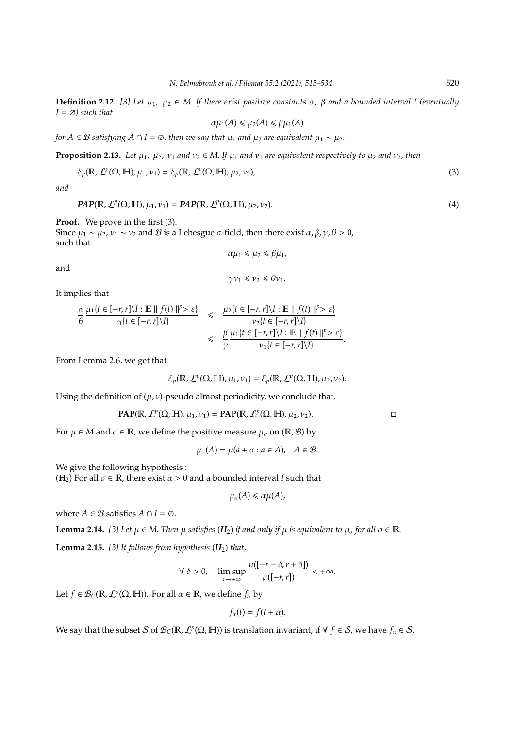**Definition 2.12.** *[3] Let $\mu_1,\ \mu_2 \in M$. If there exist positive constants $\alpha,\ \beta$ and a bounded interval $I$ (eventually $I = \emptyset$) such that*

$$\alpha\mu_1(A) \leqslant \mu_2(A) \leqslant \beta\mu_1(A)$$

*for $A \in \mathcal{B}$ satisfying $A \cap I = \emptyset$, then we say that $\mu_1$ and $\mu_2$ are equivalent $\mu_1 \sim \mu_2$.*

**Proposition 2.13.** *Let $\mu_1,\ \mu_2,\ \nu_1$ and $\nu_2 \in M$. If $\mu_1$ and $\nu_1$ are equivalent respectively to $\mu_2$ and $\nu_2$, then*

$$\xi_p(\mathbb{R}, \mathcal{L}^p(\Omega, \mathbb{H}), \mu_1, \nu_1) = \xi_p(\mathbb{R}, \mathcal{L}^p(\Omega, \mathbb{H}), \mu_2, \nu_2), \tag{3}$$

*and*

$$\boldsymbol{PAP}(\mathbb{R}, \mathcal{L}^p(\Omega, \mathbb{H}), \mu_1, \nu_1) = \boldsymbol{PAP}(\mathbb{R}, \mathcal{L}^p(\Omega, \mathbb{H}), \mu_2, \nu_2). \tag{4}$$

**Proof.** We prove in the first (3).
Since $\mu_1 \sim \mu_2$, $\nu_1 \sim \nu_2$ and $\mathcal{B}$ is a Lebesgue $\sigma$-field, then there exist $\alpha, \beta, \gamma, \theta > 0$, such that

$$\alpha\mu_1 \leqslant \mu_2 \leqslant \beta\mu_1,$$

and

$$\gamma\nu_1 \leqslant \nu_2 \leqslant \theta\nu_1.$$

It implies that

$$\begin{aligned}
\frac{\alpha}{\theta}\frac{\mu_1\{t \in [-r, r]\backslash I : \mathbb{E} \parallel f(t) \parallel^p > \varepsilon\}}{\nu_1\{t \in [-r, r]\backslash I\}} &\leqslant \frac{\mu_2\{t \in [-r, r]\backslash I : \mathbb{E} \parallel f(t) \parallel^p > \varepsilon\}}{\nu_2\{t \in [-r, r]\backslash I\}} \\
&\leqslant \frac{\beta}{\gamma}\frac{\mu_1\{t \in [-r, r]\backslash I : \mathbb{E} \parallel f(t) \parallel^p > \varepsilon\}}{\nu_1\{t \in [-r, r]\backslash I\}}.
\end{aligned}$$

From Lemma 2.6, we get that

$$\xi_p(\mathbb{R}, \mathcal{L}^p(\Omega, \mathbb{H}), \mu_1, \nu_1) = \xi_p(\mathbb{R}, \mathcal{L}^p(\Omega, \mathbb{H}), \mu_2, \nu_2).$$

Using the definition of $(\mu, \nu)$-pseudo almost periodicity, we conclude that,

$$\mathbf{PAP}(\mathbb{R}, \mathcal{L}^p(\Omega, \mathbb{H}), \mu_1, \nu_1) = \mathbf{PAP}(\mathbb{R}, \mathcal{L}^p(\Omega, \mathbb{H}), \mu_2, \nu_2). \qquad \square$$

For $\mu \in M$ and $\sigma \in \mathbb{R}$, we define the positive measure $\mu_\sigma$ on $(\mathbb{R}, \mathcal{B})$ by

$$\mu_\sigma(A) = \mu(a + \sigma : a \in A), \quad A \in \mathcal{B}.$$

We give the following hypothesis :
$(\mathbf{H}_2)$ For all $\sigma \in \mathbb{R}$, there exist $\alpha > 0$ and a bounded interval $I$ such that

$$\mu_\sigma(A) \leqslant \alpha\mu(A),$$

where $A \in \mathcal{B}$ satisfies $A \cap I = \emptyset$.

**Lemma 2.14.** *[3] Let $\mu \in M$. Then $\mu$ satisfies $(\boldsymbol{H}_2)$ if and only if $\mu$ is equivalent to $\mu_\sigma$ for all $\sigma \in \mathbb{R}$.*

**Lemma 2.15.** *[3] It follows from hypothesis $(\boldsymbol{H}_2)$ that,*

$$\forall\ \delta > 0, \quad \limsup_{r \to +\infty} \frac{\mu([-r - \delta, r + \delta])}{\mu([-r, r])} < +\infty.$$

Let $f \in \mathcal{B}_C(\mathbb{R}, \mathcal{L}^p(\Omega, \mathbb{H}))$. For all $\alpha \in \mathbb{R}$, we define $f_\alpha$ by

$$f_\alpha(t) = f(t + \alpha).$$

We say that the subset $\mathcal{S}$ of $\mathcal{B}_C(\mathbb{R}, \mathcal{L}^p(\Omega, \mathbb{H}))$ is translation invariant, if $\forall\ f \in \mathcal{S}$, we have $f_\alpha \in \mathcal{S}$.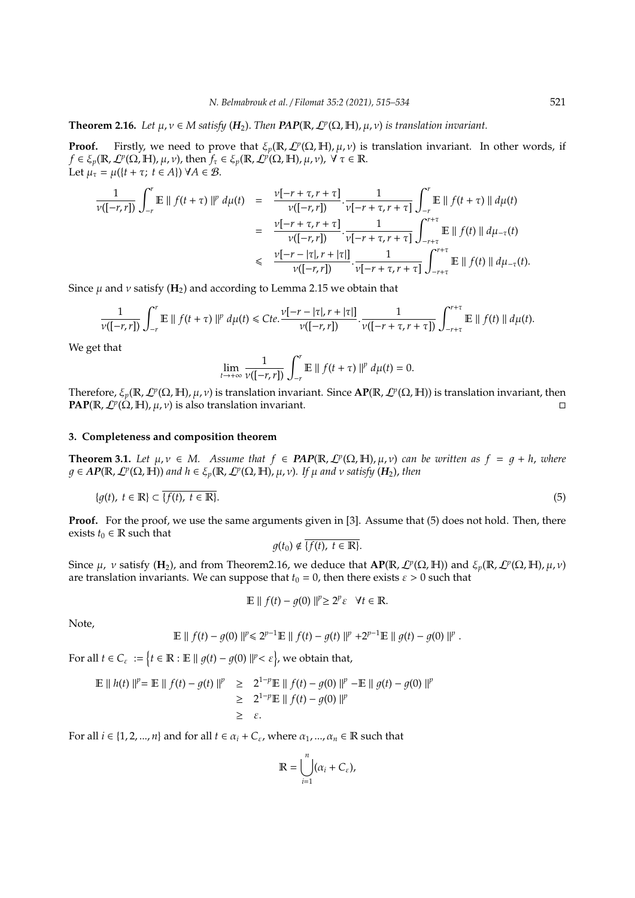**Theorem 2.16.** *Let $\mu, \nu \in M$ satisfy ($\mathbf{H}_2$). Then $\mathbf{PAP}(\mathbb{R}, \mathcal{L}^p(\Omega, \mathbb{H}), \mu, \nu)$ is translation invariant.*

**Proof.** Firstly, we need to prove that $\xi_p(\mathbb{R}, \mathcal{L}^p(\Omega, \mathbb{H}), \mu, \nu)$ is translation invariant. In other words, if $f \in \xi_p(\mathbb{R}, \mathcal{L}^p(\Omega, \mathbb{H}), \mu, \nu)$, then $f_\tau \in \xi_p(\mathbb{R}, \mathcal{L}^p(\Omega, \mathbb{H}), \mu, \nu)$, $\forall\ \tau \in \mathbb{R}$.
Let $\mu_\tau = \mu(\{t + \tau;\ t \in A\})\ \forall A \in \mathcal{B}$.

$$
\begin{aligned}
\frac{1}{\nu([-r,r])}\int_{-r}^{r} \mathbb{E} \parallel f(t+\tau) \parallel^p d\mu(t) &= \frac{\nu[-r+\tau, r+\tau]}{\nu([-r,r])} \cdot \frac{1}{\nu[-r+\tau, r+\tau]} \int_{-r}^{r} \mathbb{E} \parallel f(t+\tau) \parallel d\mu(t) \\
&= \frac{\nu[-r+\tau, r+\tau]}{\nu([-r,r])} \cdot \frac{1}{\nu[-r+\tau, r+\tau]} \int_{-r+\tau}^{r+\tau} \mathbb{E} \parallel f(t) \parallel d\mu_{-\tau}(t) \\
&\leqslant \frac{\nu[-r-|\tau|, r+|\tau|]}{\nu([-r,r])} \cdot \frac{1}{\nu[-r+\tau, r+\tau]} \int_{-r+\tau}^{r+\tau} \mathbb{E} \parallel f(t) \parallel d\mu_{-\tau}(t).
\end{aligned}
$$

Since $\mu$ and $\nu$ satisfy ($\mathbf{H}_2$) and according to Lemma 2.15 we obtain that

$$
\frac{1}{\nu([-r,r])}\int_{-r}^{r} \mathbb{E} \parallel f(t+\tau) \parallel^p d\mu(t) \leqslant Cte. \frac{\nu[-r-|\tau|, r+|\tau|]}{\nu([-r,r])} \cdot \frac{1}{\nu([-r+\tau, r+\tau])} \int_{-r+\tau}^{r+\tau} \mathbb{E} \parallel f(t) \parallel d\mu(t).
$$

We get that

$$
\lim_{t \to +\infty} \frac{1}{\nu([-r,r])}\int_{-r}^{r} \mathbb{E} \parallel f(t+\tau) \parallel^p d\mu(t) = 0.
$$

Therefore, $\xi_p(\mathbb{R}, \mathcal{L}^p(\Omega, \mathbb{H}), \mu, \nu)$ is translation invariant. Since $\mathbf{AP}(\mathbb{R}, \mathcal{L}^p(\Omega, \mathbb{H}))$ is translation invariant, then $\mathbf{PAP}(\mathbb{R}, \mathcal{L}^p(\Omega, \mathbb{H}), \mu, \nu)$ is also translation invariant. □

## 3. Completeness and composition theorem

**Theorem 3.1.** *Let $\mu, \nu \in M$. Assume that $f \in \mathbf{PAP}(\mathbb{R}, \mathcal{L}^p(\Omega, \mathbb{H}), \mu, \nu)$ can be written as $f = g + h$, where $g \in \mathbf{AP}(\mathbb{R}, \mathcal{L}^p(\Omega, \mathbb{H}))$ and $h \in \xi_p(\mathbb{R}, \mathcal{L}^p(\Omega, \mathbb{H}), \mu, \nu)$. If $\mu$ and $\nu$ satisfy ($\mathbf{H}_2$), then*

$$
\{g(t),\ t \in \mathbb{R}\} \subset \overline{\{f(t),\ t \in \mathbb{R}\}}. \tag{5}
$$

**Proof.** For the proof, we use the same arguments given in [3]. Assume that (5) does not hold. Then, there exists $t_0 \in \mathbb{R}$ such that

$$
g(t_0) \notin \overline{\{f(t),\ t \in \mathbb{R}\}}.
$$

Since $\mu$, $\nu$ satisfy ($\mathbf{H}_2$), and from Theorem2.16, we deduce that $\mathbf{AP}(\mathbb{R}, \mathcal{L}^p(\Omega, \mathbb{H}))$ and $\xi_p(\mathbb{R}, \mathcal{L}^p(\Omega, \mathbb{H}), \mu, \nu)$ are translation invariants. We can suppose that $t_0 = 0$, then there exists $\varepsilon > 0$ such that

$$
\mathbb{E} \parallel f(t) - g(0) \parallel^p \geq 2^p \varepsilon \quad \forall t \in \mathbb{R}.
$$

Note,

$$
\mathbb{E} \parallel f(t) - g(0) \parallel^p \leqslant 2^{p-1} \mathbb{E} \parallel f(t) - g(t) \parallel^p + 2^{p-1} \mathbb{E} \parallel g(t) - g(0) \parallel^p .
$$

For all $t \in C_\varepsilon := \left\{t \in \mathbb{R} : \mathbb{E} \parallel g(t) - g(0) \parallel^p < \varepsilon\right\}$, we obtain that,

$$
\begin{aligned}
\mathbb{E} \parallel h(t) \parallel^p = \mathbb{E} \parallel f(t) - g(t) \parallel^p &\geq 2^{1-p} \mathbb{E} \parallel f(t) - g(0) \parallel^p - \mathbb{E} \parallel g(t) - g(0) \parallel^p \\
&\geq 2^{1-p} \mathbb{E} \parallel f(t) - g(0) \parallel^p \\
&\geq \varepsilon.
\end{aligned}
$$

For all $i \in \{1, 2, ..., n\}$ and for all $t \in \alpha_i + C_\varepsilon$, where $\alpha_1, ..., \alpha_n \in \mathbb{R}$ such that

$$
\mathbb{R} = \bigcup_{i=1}^{n} (\alpha_i + C_\varepsilon),
$$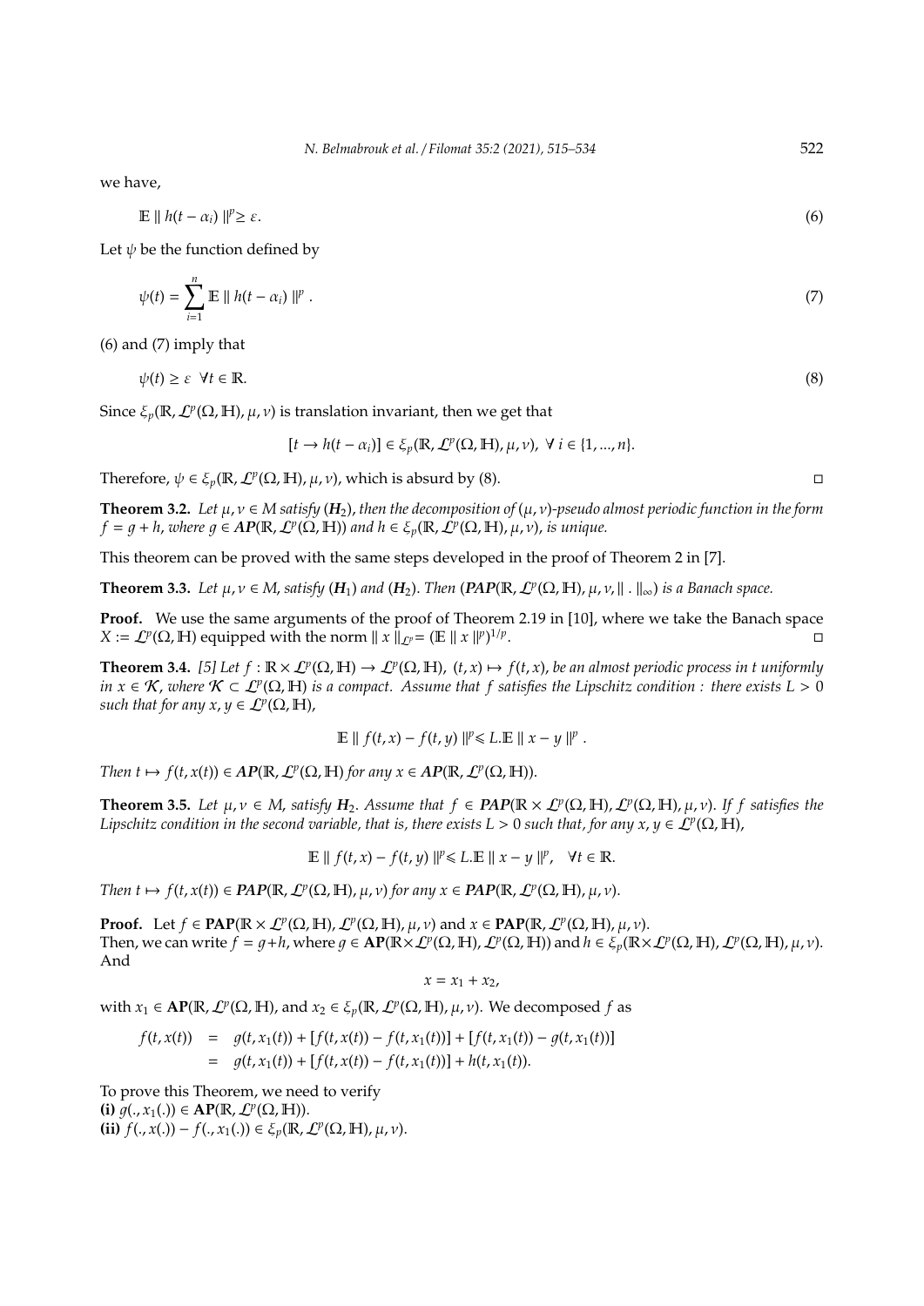we have,

$$\mathbb{E} \parallel h(t-\alpha_i) \parallel^p \geq \varepsilon. \tag{6}$$

Let $\psi$ be the function defined by

$$\psi(t) = \sum_{i=1}^{n} \mathbb{E} \parallel h(t-\alpha_i) \parallel^p . \tag{7}$$

(6) and (7) imply that

$$\psi(t) \geq \varepsilon \quad \forall t \in \mathbb{R}. \tag{8}$$

Since $\xi_p(\mathbb{R}, \mathcal{L}^p(\Omega, \mathbb{H}), \mu, \nu)$ is translation invariant, then we get that

$$[t \to h(t-\alpha_i)] \in \xi_p(\mathbb{R}, \mathcal{L}^p(\Omega, \mathbb{H}), \mu, \nu), \ \forall \, i \in \{1, ..., n\}.$$

Therefore, $\psi \in \xi_p(\mathbb{R}, \mathcal{L}^p(\Omega, \mathbb{H}), \mu, \nu)$, which is absurd by (8). □

**Theorem 3.2.** *Let $\mu, \nu \in M$ satisfy ($\mathbf{H}_2$), then the decomposition of $(\mu, \nu)$-pseudo almost periodic function in the form $f = g + h$, where $g \in \boldsymbol{AP}(\mathbb{R}, \mathcal{L}^p(\Omega, \mathbb{H}))$ and $h \in \xi_p(\mathbb{R}, \mathcal{L}^p(\Omega, \mathbb{H}), \mu, \nu)$, is unique.*

This theorem can be proved with the same steps developed in the proof of Theorem 2 in [7].

**Theorem 3.3.** *Let $\mu, \nu \in M$, satisfy ($\mathbf{H}_1$) and ($\mathbf{H}_2$). Then $(\boldsymbol{PAP}(\mathbb{R}, \mathcal{L}^p(\Omega, \mathbb{H}), \mu, \nu, \| \, . \, \|_\infty)$ is a Banach space.*

**Proof.** We use the same arguments of the proof of Theorem 2.19 in [10], where we take the Banach space $X := \mathcal{L}^p(\Omega, \mathbb{H})$ equipped with the norm $\| x \|_{\mathcal{L}^p} = (\mathbb{E} \| x \|^p)^{1/p}$. □

**Theorem 3.4.** *[5] Let $f : \mathbb{R} \times \mathcal{L}^p(\Omega, \mathbb{H}) \to \mathcal{L}^p(\Omega, \mathbb{H}),\ (t, x) \mapsto f(t, x)$, be an almost periodic process in $t$ uniformly in $x \in \mathcal{K}$, where $\mathcal{K} \subset \mathcal{L}^p(\Omega, \mathbb{H})$ is a compact. Assume that $f$ satisfies the Lipschitz condition : there exists $L > 0$ such that for any $x, y \in \mathcal{L}^p(\Omega, \mathbb{H})$,*

$$\mathbb{E} \parallel f(t, x) - f(t, y) \parallel^p \leqslant L.\mathbb{E} \parallel x - y \parallel^p .$$

*Then $t \mapsto f(t, x(t)) \in \boldsymbol{AP}(\mathbb{R}, \mathcal{L}^p(\Omega, \mathbb{H})$ for any $x \in \boldsymbol{AP}(\mathbb{R}, \mathcal{L}^p(\Omega, \mathbb{H}))$.*

**Theorem 3.5.** *Let $\mu, \nu \in M$, satisfy $\mathbf{H}_2$. Assume that $f \in \boldsymbol{PAP}(\mathbb{R} \times \mathcal{L}^p(\Omega, \mathbb{H}), \mathcal{L}^p(\Omega, \mathbb{H}), \mu, \nu)$. If $f$ satisfies the Lipschitz condition in the second variable, that is, there exists $L > 0$ such that, for any $x, y \in \mathcal{L}^p(\Omega, \mathbb{H})$,*

$$\mathbb{E} \parallel f(t, x) - f(t, y) \parallel^p \leqslant L.\mathbb{E} \parallel x - y \parallel^p, \quad \forall t \in \mathbb{R}.$$

*Then $t \mapsto f(t, x(t)) \in \boldsymbol{PAP}(\mathbb{R}, \mathcal{L}^p(\Omega, \mathbb{H}), \mu, \nu)$ for any $x \in \boldsymbol{PAP}(\mathbb{R}, \mathcal{L}^p(\Omega, \mathbb{H}), \mu, \nu)$.*

**Proof.** Let $f \in \mathbf{PAP}(\mathbb{R} \times \mathcal{L}^p(\Omega, \mathbb{H}), \mathcal{L}^p(\Omega, \mathbb{H}), \mu, \nu)$ and $x \in \mathbf{PAP}(\mathbb{R}, \mathcal{L}^p(\Omega, \mathbb{H}), \mu, \nu)$.
Then, we can write $f = g + h$, where $g \in \mathbf{AP}(\mathbb{R} \times \mathcal{L}^p(\Omega, \mathbb{H}), \mathcal{L}^p(\Omega, \mathbb{H}))$ and $h \in \xi_p(\mathbb{R} \times \mathcal{L}^p(\Omega, \mathbb{H}), \mathcal{L}^p(\Omega, \mathbb{H}), \mu, \nu)$.
And

$$x = x_1 + x_2,$$

with $x_1 \in \mathbf{AP}(\mathbb{R}, \mathcal{L}^p(\Omega, \mathbb{H})$, and $x_2 \in \xi_p(\mathbb{R}, \mathcal{L}^p(\Omega, \mathbb{H}), \mu, \nu)$. We decomposed $f$ as

$$\begin{aligned} f(t, x(t)) &= g(t, x_1(t)) + [f(t, x(t)) - f(t, x_1(t))] + [f(t, x_1(t)) - g(t, x_1(t))] \\ &= g(t, x_1(t)) + [f(t, x(t)) - f(t, x_1(t))] + h(t, x_1(t)). \end{aligned}$$

To prove this Theorem, we need to verify
**(i)** $g(., x_1(.)) \in \mathbf{AP}(\mathbb{R}, \mathcal{L}^p(\Omega, \mathbb{H}))$.
**(ii)** $f(., x(.)) - f(., x_1(.)) \in \xi_p(\mathbb{R}, \mathcal{L}^p(\Omega, \mathbb{H}), \mu, \nu)$.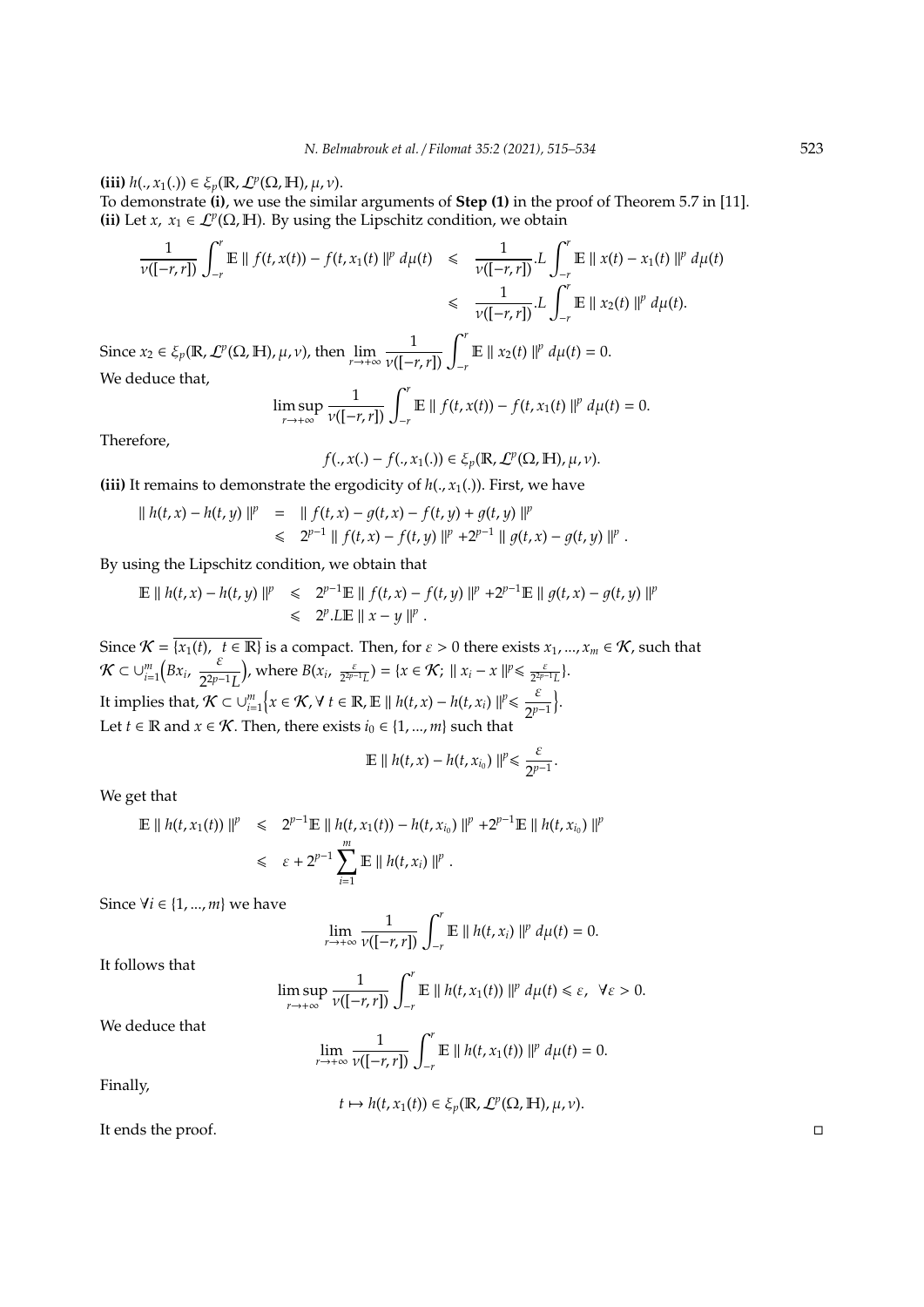**(iii)** $h(., x_1(.)) \in \xi_p(\mathbb{R}, \mathcal{L}^p(\Omega, \mathbb{H}), \mu, \nu)$.

To demonstrate **(i)**, we use the similar arguments of **Step (1)** in the proof of Theorem 5.7 in [11].

**(ii)** Let $x,\ x_1 \in \mathcal{L}^p(\Omega, \mathbb{H})$. By using the Lipschitz condition, we obtain

$$
\begin{aligned}
\frac{1}{\nu([-r,r])}\int_{-r}^{r} \mathbb{E} \parallel f(t,x(t)) - f(t,x_1(t) \parallel^p d\mu(t) &\leqslant \frac{1}{\nu([-r,r])}.L\int_{-r}^{r} \mathbb{E} \parallel x(t) - x_1(t) \parallel^p d\mu(t) \\
&\leqslant \frac{1}{\nu([-r,r])}.L\int_{-r}^{r} \mathbb{E} \parallel x_2(t) \parallel^p d\mu(t).
\end{aligned}
$$

Since $x_2 \in \xi_p(\mathbb{R}, \mathcal{L}^p(\Omega, \mathbb{H}), \mu, \nu)$, then $\displaystyle\lim_{r\to+\infty} \frac{1}{\nu([-r,r])}\int_{-r}^{r} \mathbb{E} \parallel x_2(t) \parallel^p d\mu(t) = 0$.

We deduce that,

$$
\limsup_{r\to+\infty} \frac{1}{\nu([-r,r])}\int_{-r}^{r} \mathbb{E} \parallel f(t,x(t)) - f(t,x_1(t) \parallel^p d\mu(t) = 0.
$$

Therefore,

$$
f(., x(.) - f(., x_1(.)) \in \xi_p(\mathbb{R}, \mathcal{L}^p(\Omega, \mathbb{H}), \mu, \nu).
$$

**(iii)** It remains to demonstrate the ergodicity of $h(., x_1(.))$. First, we have

$$
\begin{aligned}
\parallel h(t,x) - h(t,y) \parallel^p &= \parallel f(t,x) - g(t,x) - f(t,y) + g(t,y) \parallel^p \\
&\leqslant 2^{p-1} \parallel f(t,x) - f(t,y) \parallel^p + 2^{p-1} \parallel g(t,x) - g(t,y) \parallel^p .
\end{aligned}
$$

By using the Lipschitz condition, we obtain that

$$
\begin{aligned}
\mathbb{E} \parallel h(t,x) - h(t,y) \parallel^p &\leqslant 2^{p-1}\mathbb{E} \parallel f(t,x) - f(t,y) \parallel^p + 2^{p-1}\mathbb{E} \parallel g(t,x) - g(t,y) \parallel^p \\
&\leqslant 2^p.L\mathbb{E} \parallel x - y \parallel^p .
\end{aligned}
$$

Since $\mathcal{K} = \overline{\{x_1(t),\ t \in \mathbb{R}\}}$ is a compact. Then, for $\varepsilon > 0$ there exists $x_1, ..., x_m \in \mathcal{K}$, such that $\mathcal{K} \subset \cup_{i=1}^m \Big(Bx_i,\ \dfrac{\varepsilon}{2^{2p-1}L}\Big)$, where $B(x_i,\ \frac{\varepsilon}{2^{2p-1}L}) = \{x \in \mathcal{K};\ \parallel x_i - x \parallel^p \leqslant \frac{\varepsilon}{2^{2p-1}L}\}$.

It implies that, $\mathcal{K} \subset \cup_{i=1}^m \Big\{x \in \mathcal{K}, \forall\ t \in \mathbb{R}, \mathbb{E} \parallel h(t,x) - h(t,x_i) \parallel^p \leqslant \dfrac{\varepsilon}{2^{p-1}}\Big\}$.

Let $t \in \mathbb{R}$ and $x \in \mathcal{K}$. Then, there exists $i_0 \in \{1, ..., m\}$ such that

$$
\mathbb{E} \parallel h(t,x) - h(t,x_{i_0}) \parallel^p \leqslant \frac{\varepsilon}{2^{p-1}}.
$$

We get that

$$
\begin{aligned}
\mathbb{E} \parallel h(t,x_1(t)) \parallel^p &\leqslant 2^{p-1}\mathbb{E} \parallel h(t,x_1(t)) - h(t,x_{i_0}) \parallel^p + 2^{p-1}\mathbb{E} \parallel h(t,x_{i_0}) \parallel^p \\
&\leqslant \varepsilon + 2^{p-1}\sum_{i=1}^{m} \mathbb{E} \parallel h(t,x_i) \parallel^p .
\end{aligned}
$$

Since $\forall i \in \{1, ..., m\}$ we have

$$
\lim_{r\to+\infty} \frac{1}{\nu([-r,r])}\int_{-r}^{r} \mathbb{E} \parallel h(t,x_i) \parallel^p d\mu(t) = 0.
$$

It follows that

$$
\limsup_{r\to+\infty} \frac{1}{\nu([-r,r])}\int_{-r}^{r} \mathbb{E} \parallel h(t,x_1(t)) \parallel^p d\mu(t) \leqslant \varepsilon,\ \ \forall \varepsilon > 0.
$$

We deduce that

$$
\lim_{r\to+\infty} \frac{1}{\nu([-r,r])}\int_{-r}^{r} \mathbb{E} \parallel h(t,x_1(t)) \parallel^p d\mu(t) = 0.
$$

Finally,

$$
t \mapsto h(t,x_1(t)) \in \xi_p(\mathbb{R}, \mathcal{L}^p(\Omega, \mathbb{H}), \mu, \nu).
$$

It ends the proof. □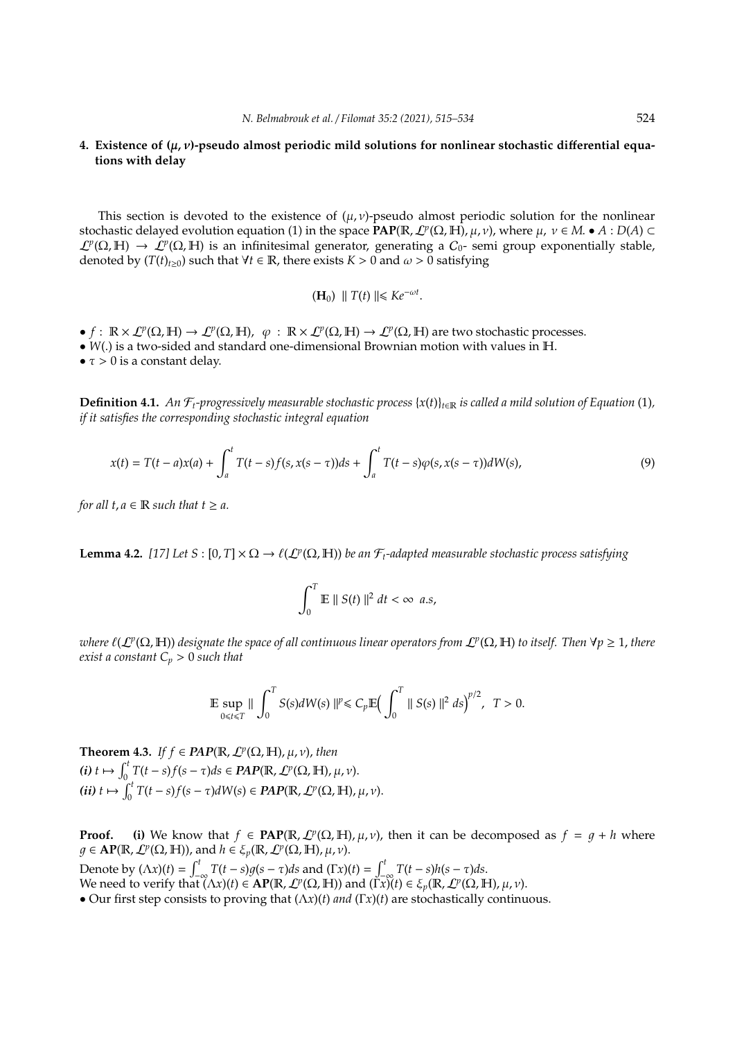## 4. Existence of $(\mu, \nu)$-pseudo almost periodic mild solutions for nonlinear stochastic differential equations with delay

This section is devoted to the existence of $(\mu, \nu)$-pseudo almost periodic solution for the nonlinear stochastic delayed evolution equation (1) in the space $\mathbf{PAP}(\mathbb{R}, \mathcal{L}^p(\Omega, \mathbb{H}), \mu, \nu)$, where $\mu, \ \nu \in M$. • $A : D(A) \subset \mathcal{L}^p(\Omega, \mathbb{H}) \to \mathcal{L}^p(\Omega, \mathbb{H})$ is an infinitesimal generator, generating a $C_0$- semi group exponentially stable, denoted by $(T(t)_{t \geq 0})$ such that $\forall t \in \mathbb{R}$, there exists $K > 0$ and $\omega > 0$ satisfying

$$(\mathbf{H}_0) \ \parallel T(t) \parallel \leqslant Ke^{-\omega t}.$$

- $f : \ \mathbb{R} \times \mathcal{L}^p(\Omega, \mathbb{H}) \to \mathcal{L}^p(\Omega, \mathbb{H}), \ \ \varphi \ : \ \mathbb{R} \times \mathcal{L}^p(\Omega, \mathbb{H}) \to \mathcal{L}^p(\Omega, \mathbb{H})$ are two stochastic processes.
- $W(.)$ is a two-sided and standard one-dimensional Brownian motion with values in $\mathbb{H}$.
- $\tau > 0$ is a constant delay.

**Definition 4.1.** *An $\mathcal{F}_t$-progressively measurable stochastic process $\{x(t)\}_{t \in \mathbb{R}}$ is called a mild solution of Equation* (1)*, if it satisfies the corresponding stochastic integral equation*

$$x(t) = T(t-a)x(a) + \int_a^t T(t-s)f(s, x(s-\tau))ds + \int_a^t T(t-s)\varphi(s, x(s-\tau))dW(s), \tag{9}$$

*for all $t, a \in \mathbb{R}$ such that $t \geq a$.*

**Lemma 4.2.** *[17] Let $S : [0, T] \times \Omega \to \ell(\mathcal{L}^p(\Omega, \mathbb{H}))$ be an $\mathcal{F}_t$-adapted measurable stochastic process satisfying*

$$\int_0^T \mathbb{E} \parallel S(t) \parallel^2 dt < \infty \ \ a.s,$$

*where $\ell(\mathcal{L}^p(\Omega, \mathbb{H}))$ designate the space of all continuous linear operators from $\mathcal{L}^p(\Omega, \mathbb{H})$ to itself. Then $\forall p \geq 1$, there exist a constant $C_p > 0$ such that*

$$\mathbb{E} \sup_{0 \leqslant t \leqslant T} \parallel \int_0^T S(s)dW(s) \parallel^p \leqslant C_p \mathbb{E}\Big( \int_0^T \parallel S(s) \parallel^2 ds\Big)^{p/2}, \ \ T > 0.$$

**Theorem 4.3.** *If $f \in \mathbf{PAP}(\mathbb{R}, \mathcal{L}^p(\Omega, \mathbb{H}), \mu, \nu)$, then*
*(i) $t \mapsto \int_0^t T(t-s)f(s-\tau)ds \in \mathbf{PAP}(\mathbb{R}, \mathcal{L}^p(\Omega, \mathbb{H}), \mu, \nu)$.*
*(ii) $t \mapsto \int_0^t T(t-s)f(s-\tau)dW(s) \in \mathbf{PAP}(\mathbb{R}, \mathcal{L}^p(\Omega, \mathbb{H}), \mu, \nu)$.*

**Proof.** **(i)** We know that $f \in \mathbf{PAP}(\mathbb{R}, \mathcal{L}^p(\Omega, \mathbb{H}), \mu, \nu)$, then it can be decomposed as $f = g + h$ where $g \in \mathbf{AP}(\mathbb{R}, \mathcal{L}^p(\Omega, \mathbb{H}))$, and $h \in \xi_p(\mathbb{R}, \mathcal{L}^p(\Omega, \mathbb{H}), \mu, \nu)$.

Denote by $(\Lambda x)(t) = \int_{-\infty}^t T(t-s)g(s-\tau)ds$ and $(\Gamma x)(t) = \int_{-\infty}^t T(t-s)h(s-\tau)ds$.

We need to verify that $(\Lambda x)(t) \in \mathbf{AP}(\mathbb{R}, \mathcal{L}^p(\Omega, \mathbb{H}))$ and $(\Gamma x)(t) \in \xi_p(\mathbb{R}, \mathcal{L}^p(\Omega, \mathbb{H}), \mu, \nu)$.

- Our first step consists to proving that $(\Lambda x)(t)$ *and* $(\Gamma x)(t)$ are stochastically continuous.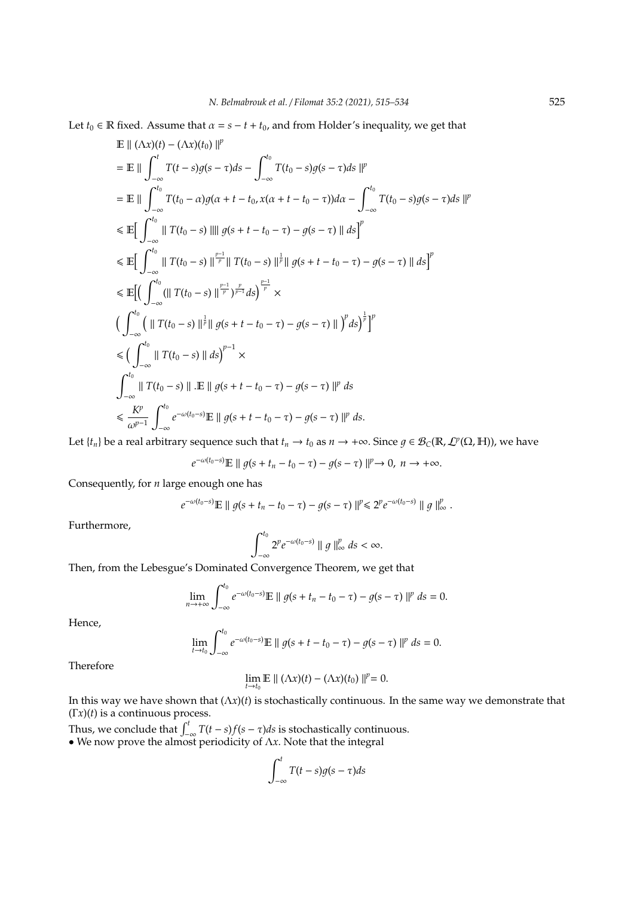Let $t_0 \in \mathbb{R}$ fixed. Assume that $\alpha = s - t + t_0$, and from Holder's inequality, we get that

$$
\begin{aligned}
&\mathbb{E} \parallel (\Lambda x)(t) - (\Lambda x)(t_0) \parallel^p \\
&= \mathbb{E} \parallel \int_{-\infty}^{t} T(t-s)g(s-\tau)ds - \int_{-\infty}^{t_0} T(t_0-s)g(s-\tau)ds \parallel^p \\
&= \mathbb{E} \parallel \int_{-\infty}^{t_0} T(t_0-\alpha)g(\alpha+t-t_0, x(\alpha+t-t_0-\tau))d\alpha - \int_{-\infty}^{t_0} T(t_0-s)g(s-\tau)ds \parallel^p \\
&\leqslant \mathbb{E}\Big[ \int_{-\infty}^{t_0} \parallel T(t_0-s) \parallel \parallel g(s+t-t_0-\tau) - g(s-\tau) \parallel ds\Big]^p \\
&\leqslant \mathbb{E}\Big[ \int_{-\infty}^{t_0} \parallel T(t_0-s) \parallel^{\frac{p-1}{p}} \parallel T(t_0-s) \parallel^{\frac{1}{p}} \parallel g(s+t-t_0-\tau) - g(s-\tau) \parallel ds\Big]^p \\
&\leqslant \mathbb{E}\Big[\Big( \int_{-\infty}^{t_0} (\parallel T(t_0-s) \parallel^{\frac{p-1}{p}})^{\frac{p}{p-1}} ds\Big)^{\frac{p-1}{p}} \times \\
&\Big( \int_{-\infty}^{t_0} \Big( \parallel T(t_0-s) \parallel^{\frac{1}{p}} \parallel g(s+t-t_0-\tau) - g(s-\tau) \parallel \Big)^p ds\Big)^{\frac{1}{p}}\Big]^p \\
&\leqslant \Big( \int_{-\infty}^{t_0} \parallel T(t_0-s) \parallel ds\Big)^{p-1} \times \\
&\int_{-\infty}^{t_0} \parallel T(t_0-s) \parallel .\mathbb{E} \parallel g(s+t-t_0-\tau) - g(s-\tau) \parallel^p ds \\
&\leqslant \frac{K^p}{\omega^{p-1}} \int_{-\infty}^{t_0} e^{-\omega(t_0-s)} \mathbb{E} \parallel g(s+t-t_0-\tau) - g(s-\tau) \parallel^p ds.
\end{aligned}
$$

Let $\{t_n\}$ be a real arbitrary sequence such that $t_n \to t_0$ as $n \to +\infty$. Since $g \in \mathcal{B}_C(\mathbb{R}, \mathcal{L}^p(\Omega, \mathbb{H}))$, we have

$$
e^{-\omega(t_0-s)} \mathbb{E} \parallel g(s+t_n-t_0-\tau) - g(s-\tau) \parallel^p \to 0, \; n \to +\infty.
$$

Consequently, for $n$ large enough one has

$$
e^{-\omega(t_0-s)} \mathbb{E} \parallel g(s+t_n-t_0-\tau) - g(s-\tau) \parallel^p \leqslant 2^p e^{-\omega(t_0-s)} \parallel g \parallel_\infty^p .
$$

Furthermore,

$$
\int_{-\infty}^{t_0} 2^p e^{-\omega(t_0-s)} \parallel g \parallel_\infty^p ds < \infty.
$$

Then, from the Lebesgue's Dominated Convergence Theorem, we get that

$$
\lim_{n \to +\infty} \int_{-\infty}^{t_0} e^{-\omega(t_0-s)} \mathbb{E} \parallel g(s+t_n-t_0-\tau) - g(s-\tau) \parallel^p ds = 0.
$$

Hence,

$$
\lim_{t \to t_0} \int_{-\infty}^{t_0} e^{-\omega(t_0-s)} \mathbb{E} \parallel g(s+t-t_0-\tau) - g(s-\tau) \parallel^p ds = 0.
$$

Therefore

$$
\lim_{t \to t_0} \mathbb{E} \parallel (\Lambda x)(t) - (\Lambda x)(t_0) \parallel^p = 0.
$$

In this way we have shown that $(\Lambda x)(t)$ is stochastically continuous. In the same way we demonstrate that $(\Gamma x)(t)$ is a continuous process.

Thus, we conclude that $\int_{-\infty}^{t} T(t-s)f(s-\tau)ds$ is stochastically continuous.

- We now prove the almost periodicity of $\Lambda x$. Note that the integral

$$
\int_{-\infty}^{t} T(t-s)g(s-\tau)ds
$$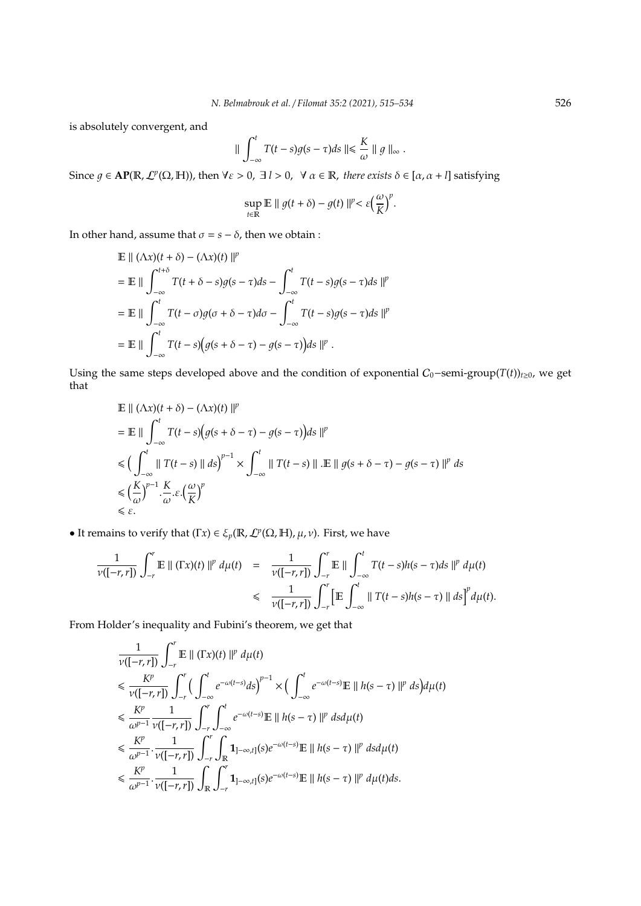is absolutely convergent, and

$$\| \int_{-\infty}^{t} T(t-s)g(s-\tau)ds \| \leqslant \frac{K}{\omega} \| g \|_{\infty} .$$

Since $g \in \mathbf{AP}(\mathbb{R}, \mathcal{L}^p(\Omega, \mathbb{H}))$, then $\forall \varepsilon > 0$, $\exists\, l > 0$, $\forall\, \alpha \in \mathbb{R}$, *there exists* $\delta \in [\alpha, \alpha + l]$ satisfying

$$\sup_{t \in \mathbb{R}} \mathbb{E} \| g(t+\delta) - g(t) \|^p < \varepsilon \Big(\frac{\omega}{K}\Big)^p .$$

In other hand, assume that $\sigma = s - \delta$, then we obtain :

$$\begin{aligned}
&\mathbb{E} \| (\Lambda x)(t+\delta) - (\Lambda x)(t) \|^p \\
&= \mathbb{E} \| \int_{-\infty}^{t+\delta} T(t+\delta-s)g(s-\tau)ds - \int_{-\infty}^{t} T(t-s)g(s-\tau)ds \|^p \\
&= \mathbb{E} \| \int_{-\infty}^{t} T(t-\sigma)g(\sigma+\delta-\tau)d\sigma - \int_{-\infty}^{t} T(t-s)g(s-\tau)ds \|^p \\
&= \mathbb{E} \| \int_{-\infty}^{t} T(t-s)\Big(g(s+\delta-\tau) - g(s-\tau)\Big)ds \|^p .
\end{aligned}$$

Using the same steps developed above and the condition of exponential $\mathcal{C}_0$−semi-group$(T(t))_{t \geq 0}$, we get that

$$\begin{aligned}
&\mathbb{E} \| (\Lambda x)(t+\delta) - (\Lambda x)(t) \|^p \\
&= \mathbb{E} \| \int_{-\infty}^{t} T(t-s)\Big(g(s+\delta-\tau) - g(s-\tau)\Big)ds \|^p \\
&\leqslant \Big( \int_{-\infty}^{t} \| T(t-s) \| \, ds \Big)^{p-1} \times \int_{-\infty}^{t} \| T(t-s) \| \,. \mathbb{E} \| g(s+\delta-\tau) - g(s-\tau) \|^p \, ds \\
&\leqslant \Big(\frac{K}{\omega}\Big)^{p-1} . \frac{K}{\omega} . \varepsilon . \Big(\frac{\omega}{K}\Big)^p \\
&\leqslant \varepsilon .
\end{aligned}$$

• It remains to verify that $(\Gamma x) \in \xi_p(\mathbb{R}, \mathcal{L}^p(\Omega, \mathbb{H}), \mu, \nu)$. First, we have

$$\begin{aligned}
\frac{1}{\nu([-r,r])} \int_{-r}^{r} \mathbb{E} \| (\Gamma x)(t) \|^p \, d\mu(t) &= \frac{1}{\nu([-r,r])} \int_{-r}^{r} \mathbb{E} \| \int_{-\infty}^{t} T(t-s)h(s-\tau)ds \|^p \, d\mu(t) \\
&\leqslant \frac{1}{\nu([-r,r])} \int_{-r}^{r} \Big[ \mathbb{E} \int_{-\infty}^{t} \| T(t-s)h(s-\tau) \| \, ds \Big]^p d\mu(t).
\end{aligned}$$

From Holder's inequality and Fubini's theorem, we get that

$$\begin{aligned}
&\frac{1}{\nu([-r,r])} \int_{-r}^{r} \mathbb{E} \| (\Gamma x)(t) \|^p \, d\mu(t) \\
&\leqslant \frac{K^p}{\nu([-r,r])} \int_{-r}^{r} \Big( \int_{-\infty}^{t} e^{-\omega(t-s)} ds \Big)^{p-1} \times \Big( \int_{-\infty}^{t} e^{-\omega(t-s)} \mathbb{E} \| h(s-\tau) \|^p \, ds \Big) d\mu(t) \\
&\leqslant \frac{K^p}{\omega^{p-1}} \frac{1}{\nu([-r,r])} \int_{-r}^{r} \int_{-\infty}^{t} e^{-\omega(t-s)} \mathbb{E} \| h(s-\tau) \|^p \, ds d\mu(t) \\
&\leqslant \frac{K^p}{\omega^{p-1}} . \frac{1}{\nu([-r,r])} \int_{-r}^{r} \int_{\mathbb{R}} \mathbf{1}_{]-\infty,t]}(s) e^{-\omega(t-s)} \mathbb{E} \| h(s-\tau) \|^p \, ds d\mu(t) \\
&\leqslant \frac{K^p}{\omega^{p-1}} . \frac{1}{\nu([-r,r])} \int_{\mathbb{R}} \int_{-r}^{r} \mathbf{1}_{]-\infty,t]}(s) e^{-\omega(t-s)} \mathbb{E} \| h(s-\tau) \|^p \, d\mu(t) ds.
\end{aligned}$$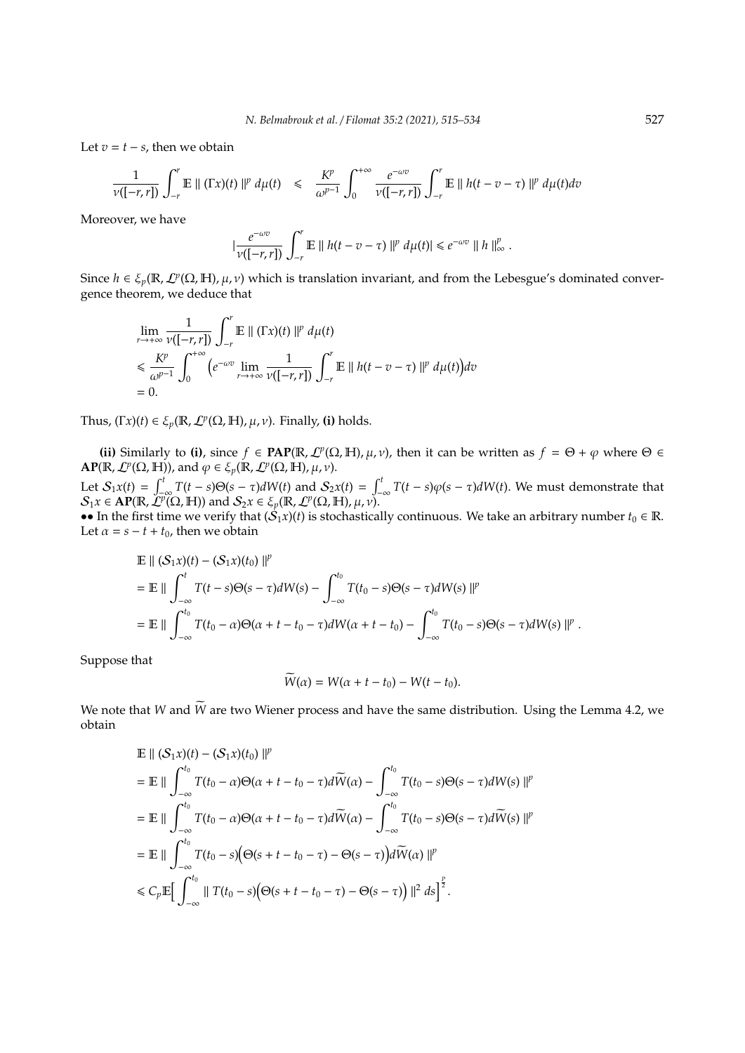Let $v = t - s$, then we obtain

$$\frac{1}{\nu([-r,r])}\int_{-r}^{r}\mathbb{E}\parallel (\Gamma x)(t)\parallel^p d\mu(t) \quad \leqslant \quad \frac{K^p}{\omega^{p-1}}\int_0^{+\infty}\frac{e^{-\omega v}}{\nu([-r,r])}\int_{-r}^{r}\mathbb{E}\parallel h(t-v-\tau)\parallel^p d\mu(t)dv$$

Moreover, we have

$$\left|\frac{e^{-\omega v}}{\nu([-r,r])}\int_{-r}^{r}\mathbb{E}\parallel h(t-v-\tau)\parallel^p d\mu(t)\right| \leqslant e^{-\omega v}\parallel h\parallel_\infty^p.$$

Since $h \in \xi_p(\mathbb{R}, \mathcal{L}^p(\Omega, \mathbb{H}), \mu, \nu)$ which is translation invariant, and from the Lebesgue's dominated convergence theorem, we deduce that

$$\begin{aligned}
&\lim_{r\to+\infty}\frac{1}{\nu([-r,r])}\int_{-r}^{r}\mathbb{E}\parallel (\Gamma x)(t)\parallel^p d\mu(t) \\
&\leqslant \frac{K^p}{\omega^{p-1}}\int_0^{+\infty}\Big(e^{-\omega v}\lim_{r\to+\infty}\frac{1}{\nu([-r,r])}\int_{-r}^{r}\mathbb{E}\parallel h(t-v-\tau)\parallel^p d\mu(t)\Big)dv \\
&= 0.
\end{aligned}$$

Thus, $(\Gamma x)(t) \in \xi_p(\mathbb{R}, \mathcal{L}^p(\Omega, \mathbb{H}), \mu, \nu)$. Finally, **(i)** holds.

**(ii)** Similarly to **(i)**, since $f \in \mathbf{PAP}(\mathbb{R}, \mathcal{L}^p(\Omega, \mathbb{H}), \mu, \nu)$, then it can be written as $f = \Theta + \varphi$ where $\Theta \in \mathbf{AP}(\mathbb{R}, \mathcal{L}^p(\Omega, \mathbb{H}))$, and $\varphi \in \xi_p(\mathbb{R}, \mathcal{L}^p(\Omega, \mathbb{H}), \mu, \nu)$.

Let $\mathcal{S}_1 x(t) = \int_{-\infty}^{t} T(t-s)\Theta(s-\tau)dW(t)$ and $\mathcal{S}_2 x(t) = \int_{-\infty}^{t} T(t-s)\varphi(s-\tau)dW(t)$. We must demonstrate that $\mathcal{S}_1 x \in \mathbf{AP}(\mathbb{R}, \mathcal{L}^p(\Omega, \mathbb{H}))$ and $\mathcal{S}_2 x \in \xi_p(\mathbb{R}, \mathcal{L}^p(\Omega, \mathbb{H}), \mu, \nu)$.

•• In the first time we verify that $(\mathcal{S}_1 x)(t)$ is stochastically continuous. We take an arbitrary number $t_0 \in \mathbb{R}$. Let $\alpha = s - t + t_0$, then we obtain

$$\begin{aligned}
&\mathbb{E}\parallel (\mathcal{S}_1 x)(t) - (\mathcal{S}_1 x)(t_0)\parallel^p \\
&= \mathbb{E}\parallel \int_{-\infty}^{t} T(t-s)\Theta(s-\tau)dW(s) - \int_{-\infty}^{t_0} T(t_0-s)\Theta(s-\tau)dW(s)\parallel^p \\
&= \mathbb{E}\parallel \int_{-\infty}^{t_0} T(t_0-\alpha)\Theta(\alpha+t-t_0-\tau)dW(\alpha+t-t_0) - \int_{-\infty}^{t_0} T(t_0-s)\Theta(s-\tau)dW(s)\parallel^p.
\end{aligned}$$

Suppose that

$$\widetilde{W}(\alpha) = W(\alpha+t-t_0) - W(t-t_0).$$

We note that $W$ and $\widetilde{W}$ are two Wiener process and have the same distribution. Using the Lemma 4.2, we obtain

$$\begin{aligned}
&\mathbb{E}\parallel (\mathcal{S}_1 x)(t) - (\mathcal{S}_1 x)(t_0)\parallel^p \\
&= \mathbb{E}\parallel \int_{-\infty}^{t_0} T(t_0-\alpha)\Theta(\alpha+t-t_0-\tau)d\widetilde{W}(\alpha) - \int_{-\infty}^{t_0} T(t_0-s)\Theta(s-\tau)dW(s)\parallel^p \\
&= \mathbb{E}\parallel \int_{-\infty}^{t_0} T(t_0-\alpha)\Theta(\alpha+t-t_0-\tau)d\widetilde{W}(\alpha) - \int_{-\infty}^{t_0} T(t_0-s)\Theta(s-\tau)d\widetilde{W}(s)\parallel^p \\
&= \mathbb{E}\parallel \int_{-\infty}^{t_0} T(t_0-s)\Big(\Theta(s+t-t_0-\tau) - \Theta(s-\tau)\Big)d\widetilde{W}(\alpha)\parallel^p \\
&\leqslant C_p\mathbb{E}\Big[\int_{-\infty}^{t_0}\parallel T(t_0-s)\Big(\Theta(s+t-t_0-\tau) - \Theta(s-\tau)\Big)\parallel^2 ds\Big]^{\frac{p}{2}}.
\end{aligned}$$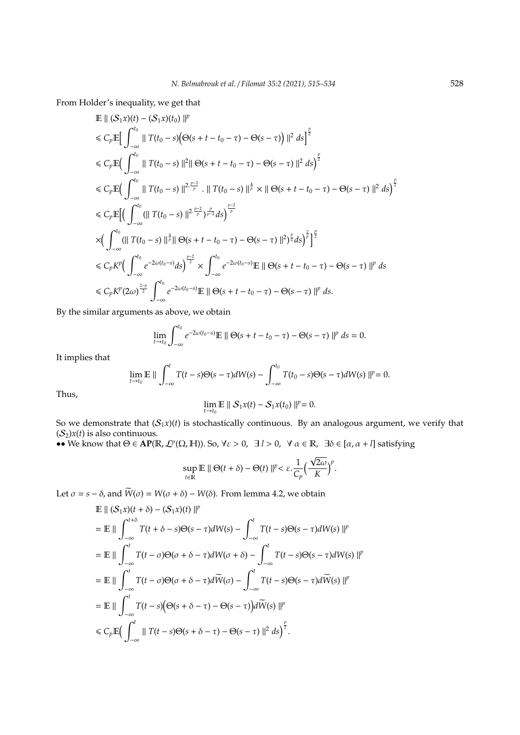From Holder's inequality, we get that

$$
\begin{aligned}
&\mathbb{E} \parallel (\mathcal{S}_1 x)(t) - (\mathcal{S}_1 x)(t_0) \parallel^p \\
&\leqslant C_p \mathbb{E}\Big[ \int_{-\infty}^{t_0} \parallel T(t_0 - s)\Big(\Theta(s + t - t_0 - \tau) - \Theta(s - \tau)\Big) \parallel^2 ds\Big]^{\frac{p}{2}} \\
&\leqslant C_p \mathbb{E}\Big( \int_{-\infty}^{t_0} \parallel T(t_0 - s) \parallel^2 \parallel \Theta(s + t - t_0 - \tau) - \Theta(s - \tau) \parallel^2 ds\Big)^{\frac{p}{2}} \\
&\leqslant C_p \mathbb{E}\Big( \int_{-\infty}^{t_0} \parallel T(t_0 - s) \parallel^{2.\frac{p-2}{p}} . \parallel T(t_0 - s) \parallel^{\frac{4}{p}} \times \parallel \Theta(s + t - t_0 - \tau) - \Theta(s - \tau) \parallel^2 ds\Big)^{\frac{p}{2}} \\
&\leqslant C_p \mathbb{E}\Big[\Big( \int_{-\infty}^{t_0} (\parallel T(t_0 - s) \parallel^{2.\frac{p-2}{p}})^{\frac{p}{p-2}} ds\Big)^{\frac{p-2}{p}} \\
&\times \Big( \int_{-\infty}^{t_0} (\parallel T(t_0 - s) \parallel^{\frac{4}{p}} \parallel \Theta(s + t - t_0 - \tau) - \Theta(s - \tau) \parallel^2)^{\frac{p}{2}} ds\Big)^{\frac{2}{p}}\Big]^{\frac{p}{2}} \\
&\leqslant C_p K^p \Big( \int_{-\infty}^{t_0} e^{-2\omega(t_0 - s)} ds\Big)^{\frac{p-2}{2}} \times \int_{-\infty}^{t_0} e^{-2\omega(t_0 - s)} \mathbb{E} \parallel \Theta(s + t - t_0 - \tau) - \Theta(s - \tau) \parallel^p ds \\
&\leqslant C_p K^p (2\omega)^{\frac{2-p}{2}} \int_{-\infty}^{t_0} e^{-2\omega(t_0 - s)} \mathbb{E} \parallel \Theta(s + t - t_0 - \tau) - \Theta(s - \tau) \parallel^p ds.
\end{aligned}
$$

By the similar arguments as above, we obtain

$$
\lim_{t \to t_0} \int_{-\infty}^{t_0} e^{-2\omega(t_0 - s)} \mathbb{E} \parallel \Theta(s + t - t_0 - \tau) - \Theta(s - \tau) \parallel^p ds = 0.
$$

It implies that

$$
\lim_{t \to t_0} \mathbb{E} \parallel \int_{-\infty}^{t} T(t - s)\Theta(s - \tau) dW(s) - \int_{-\infty}^{t_0} T(t_0 - s)\Theta(s - \tau) dW(s) \parallel^p = 0.
$$

Thus,

$$
\lim_{t \to t_0} \mathbb{E} \parallel \mathcal{S}_1 x(t) - \mathcal{S}_1 x(t_0) \parallel^p = 0.
$$

So we demonstrate that $(\mathcal{S}_1 x)(t)$ is stochastically continuous. By an analogous argument, we verify that $(\mathcal{S}_2)x(t)$ is also continuous.

•• We know that $\Theta \in \mathbf{AP}(\mathbb{R}, \mathcal{L}^p(\Omega, \mathbb{H}))$. So, $\forall \varepsilon > 0, \ \exists\, l > 0, \ \forall\, \alpha \in \mathbb{R}, \ \exists \delta \in [\alpha, \alpha + l]$ satisfying

$$
\sup_{t \in \mathbb{R}} \mathbb{E} \parallel \Theta(t + \delta) - \Theta(t) \parallel^p < \varepsilon . \frac{1}{C_p} \Big( \frac{\sqrt{2\omega}}{K} \Big)^p.
$$

Let $\sigma = s - \delta$, and $\widetilde{W}(\sigma) = W(\sigma + \delta) - W(\delta)$. From lemma 4.2, we obtain

$$
\begin{aligned}
&\mathbb{E} \parallel (\mathcal{S}_1 x)(t + \delta) - (\mathcal{S}_1 x)(t) \parallel^p \\
&= \mathbb{E} \parallel \int_{-\infty}^{t+\delta} T(t + \delta - s)\Theta(s - \tau) dW(s) - \int_{-\infty}^{t} T(t - s)\Theta(s - \tau) dW(s) \parallel^p \\
&= \mathbb{E} \parallel \int_{-\infty}^{t} T(t - \sigma)\Theta(\sigma + \delta - \tau) dW(\sigma + \delta) - \int_{-\infty}^{t} T(t - s)\Theta(s - \tau) dW(s) \parallel^p \\
&= \mathbb{E} \parallel \int_{-\infty}^{t} T(t - \sigma)\Theta(\sigma + \delta - \tau) d\widetilde{W}(\sigma) - \int_{-\infty}^{t} T(t - s)\Theta(s - \tau) d\widetilde{W}(s) \parallel^p \\
&= \mathbb{E} \parallel \int_{-\infty}^{t} T(t - s)\Big(\Theta(s + \delta - \tau) - \Theta(s - \tau)\Big) d\widetilde{W}(s) \parallel^p \\
&\leqslant C_p \mathbb{E}\Big( \int_{-\infty}^{t} \parallel T(t - s)\Theta(s + \delta - \tau) - \Theta(s - \tau) \parallel^2 ds\Big)^{\frac{p}{2}}.
\end{aligned}
$$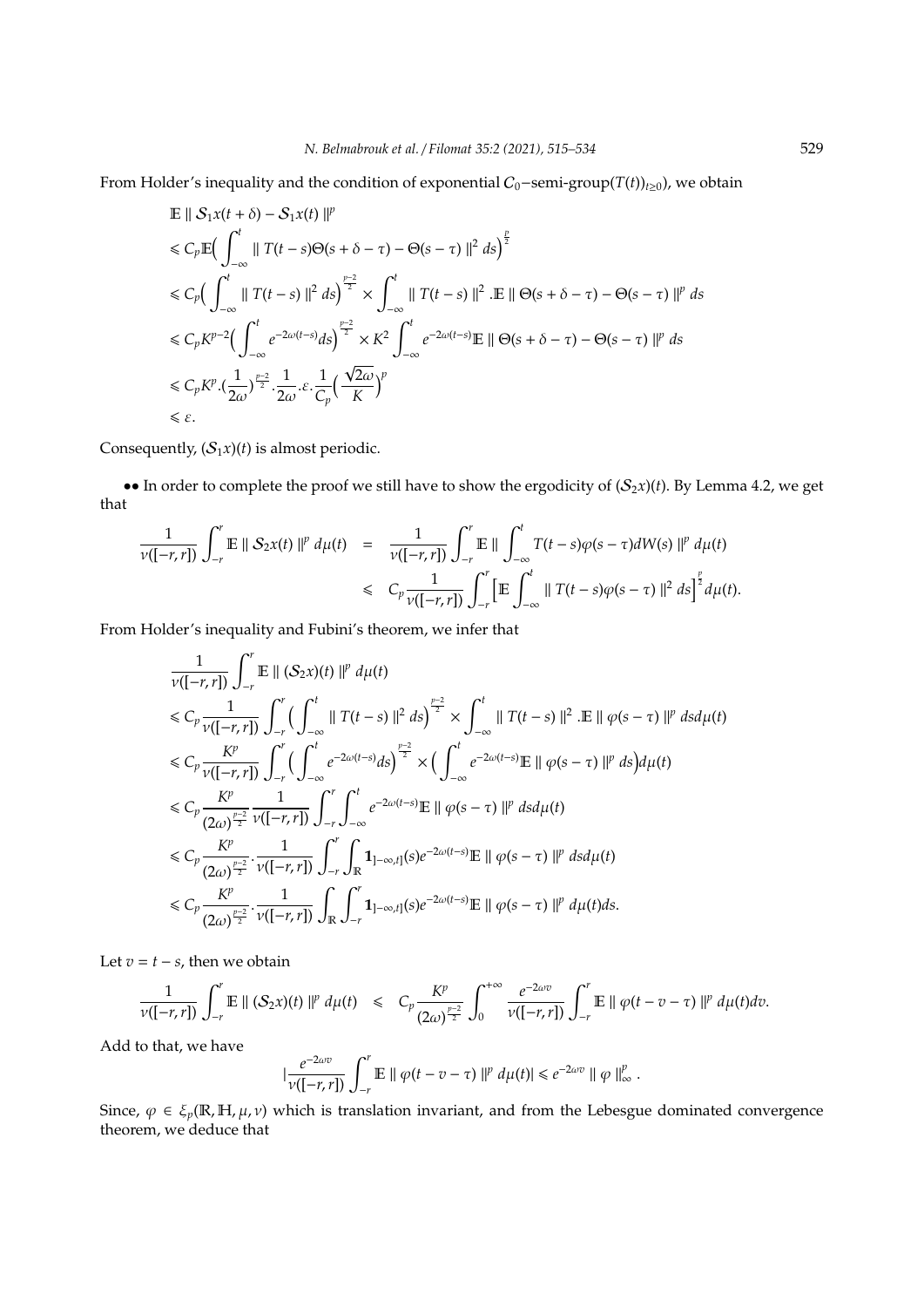From Holder's inequality and the condition of exponential $C_0-$semi-group$(T(t))_{t\geq 0})$, we obtain

$$
\begin{aligned}
& \mathbb{E} \parallel \mathcal{S}_1 x(t+\delta) - \mathcal{S}_1 x(t) \parallel^p \\
& \leqslant C_p \mathbb{E}\Big( \int_{-\infty}^{t} \parallel T(t-s)\Theta(s+\delta-\tau) - \Theta(s-\tau) \parallel^2 ds \Big)^{\frac{p}{2}} \\
& \leqslant C_p \Big( \int_{-\infty}^{t} \parallel T(t-s) \parallel^2 ds \Big)^{\frac{p-2}{2}} \times \int_{-\infty}^{t} \parallel T(t-s) \parallel^2 .\mathbb{E} \parallel \Theta(s+\delta-\tau) - \Theta(s-\tau) \parallel^p ds \\
& \leqslant C_p K^{p-2} \Big( \int_{-\infty}^{t} e^{-2\omega(t-s)} ds \Big)^{\frac{p-2}{2}} \times K^2 \int_{-\infty}^{t} e^{-2\omega(t-s)} \mathbb{E} \parallel \Theta(s+\delta-\tau) - \Theta(s-\tau) \parallel^p ds \\
& \leqslant C_p K^p . (\frac{1}{2\omega})^{\frac{p-2}{2}} . \frac{1}{2\omega} . \varepsilon . \frac{1}{C_p} \Big( \frac{\sqrt{2\omega}}{K} \Big)^p \\
& \leqslant \varepsilon.
\end{aligned}
$$

Consequently, $(\mathcal{S}_1 x)(t)$ is almost periodic.

•• In order to complete the proof we still have to show the ergodicity of $(\mathcal{S}_2 x)(t)$. By Lemma 4.2, we get that

$$
\begin{aligned}
\frac{1}{\nu([-r,r])} \int_{-r}^{r} \mathbb{E} \parallel \mathcal{S}_2 x(t) \parallel^p d\mu(t) &= \frac{1}{\nu([-r,r])} \int_{-r}^{r} \mathbb{E} \parallel \int_{-\infty}^{t} T(t-s)\varphi(s-\tau) dW(s) \parallel^p d\mu(t) \\
&\leqslant C_p \frac{1}{\nu([-r,r])} \int_{-r}^{r} \Big[ \mathbb{E} \int_{-\infty}^{t} \parallel T(t-s)\varphi(s-\tau) \parallel^2 ds \Big]^{\frac{p}{2}} d\mu(t).
\end{aligned}
$$

From Holder's inequality and Fubini's theorem, we infer that

$$
\begin{aligned}
& \frac{1}{\nu([-r,r])} \int_{-r}^{r} \mathbb{E} \parallel (\mathcal{S}_2 x)(t) \parallel^p d\mu(t) \\
& \leqslant C_p \frac{1}{\nu([-r,r])} \int_{-r}^{r} \Big( \int_{-\infty}^{t} \parallel T(t-s) \parallel^2 ds \Big)^{\frac{p-2}{2}} \times \int_{-\infty}^{t} \parallel T(t-s) \parallel^2 .\mathbb{E} \parallel \varphi(s-\tau) \parallel^p ds d\mu(t) \\
& \leqslant C_p \frac{K^p}{\nu([-r,r])} \int_{-r}^{r} \Big( \int_{-\infty}^{t} e^{-2\omega(t-s)} ds \Big)^{\frac{p-2}{2}} \times \Big( \int_{-\infty}^{t} e^{-2\omega(t-s)} \mathbb{E} \parallel \varphi(s-\tau) \parallel^p ds \Big) d\mu(t) \\
& \leqslant C_p \frac{K^p}{(2\omega)^{\frac{p-2}{2}}} \frac{1}{\nu([-r,r])} \int_{-r}^{r} \int_{-\infty}^{t} e^{-2\omega(t-s)} \mathbb{E} \parallel \varphi(s-\tau) \parallel^p ds d\mu(t) \\
& \leqslant C_p \frac{K^p}{(2\omega)^{\frac{p-2}{2}}} . \frac{1}{\nu([-r,r])} \int_{-r}^{r} \int_{\mathbb{R}} \mathbf{1}_{]-\infty,t]}(s) e^{-2\omega(t-s)} \mathbb{E} \parallel \varphi(s-\tau) \parallel^p ds d\mu(t) \\
& \leqslant C_p \frac{K^p}{(2\omega)^{\frac{p-2}{2}}} . \frac{1}{\nu([-r,r])} \int_{\mathbb{R}} \int_{-r}^{r} \mathbf{1}_{]-\infty,t]}(s) e^{-2\omega(t-s)} \mathbb{E} \parallel \varphi(s-\tau) \parallel^p d\mu(t) ds.
\end{aligned}
$$

Let $v = t - s$, then we obtain

$$
\frac{1}{\nu([-r,r])} \int_{-r}^{r} \mathbb{E} \parallel (\mathcal{S}_2 x)(t) \parallel^p d\mu(t) \quad \leqslant \quad C_p \frac{K^p}{(2\omega)^{\frac{p-2}{2}}} \int_{0}^{+\infty} \frac{e^{-2\omega v}}{\nu([-r,r])} \int_{-r}^{r} \mathbb{E} \parallel \varphi(t-v-\tau) \parallel^p d\mu(t) dv.
$$

Add to that, we have

$$
\Big| \frac{e^{-2\omega v}}{\nu([-r,r])} \int_{-r}^{r} \mathbb{E} \parallel \varphi(t-v-\tau) \parallel^p d\mu(t) \Big| \leqslant e^{-2\omega v} \parallel \varphi \parallel_{\infty}^p .
$$

Since, $\varphi \in \xi_p(\mathbb{R}, \mathbb{H}, \mu, \nu)$ which is translation invariant, and from the Lebesgue dominated convergence theorem, we deduce that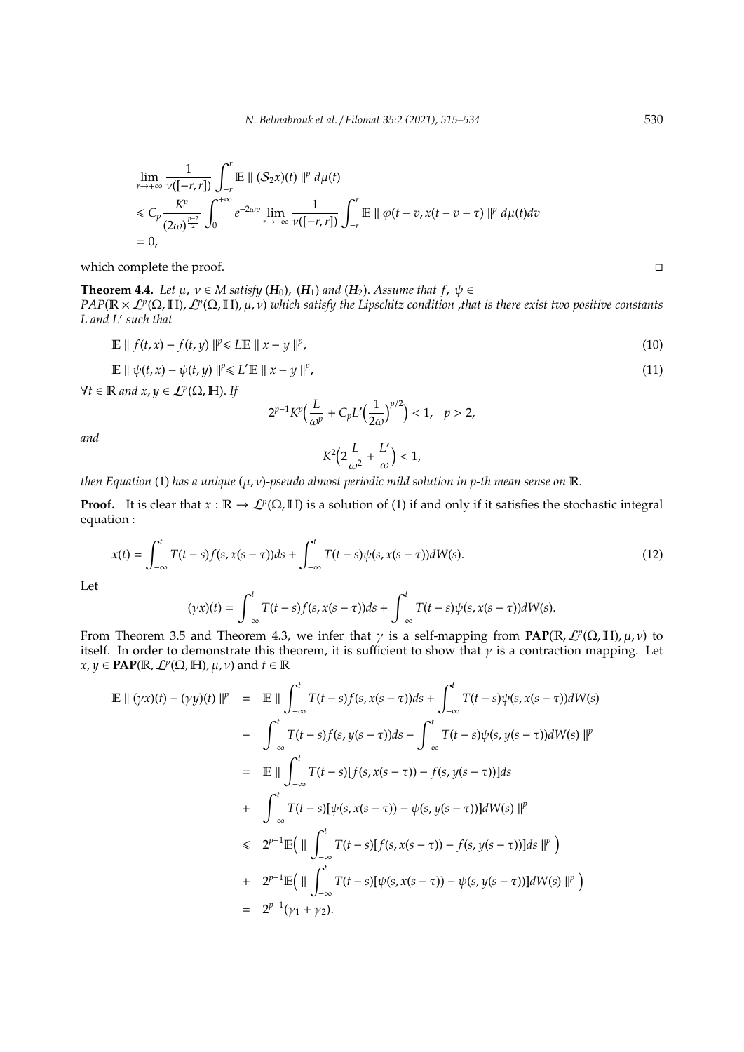$$
\begin{aligned}
&\lim_{r\to+\infty} \frac{1}{\nu([-r,r])} \int_{-r}^{r} \mathbb{E} \parallel (\mathcal{S}_2 x)(t) \parallel^p d\mu(t) \\
&\leqslant C_p \frac{K^p}{(2\omega)^{\frac{p-2}{2}}} \int_0^{+\infty} e^{-2\omega v} \lim_{r\to+\infty} \frac{1}{\nu([-r,r])} \int_{-r}^{r} \mathbb{E} \parallel \varphi(t-v, x(t-v-\tau) \parallel^p d\mu(t) dv \\
&= 0,
\end{aligned}
$$

which complete the proof. □

**Theorem 4.4.** *Let $\mu$, $\nu \in M$ satisfy $(\boldsymbol{H}_0)$, $(\boldsymbol{H}_1)$ and $(\boldsymbol{H}_2)$. Assume that $f$, $\psi \in PAP(\mathbb{R} \times \mathcal{L}^p(\Omega, \mathbb{H}), \mathcal{L}^p(\Omega, \mathbb{H}), \mu, \nu)$ which satisfy the Lipschitz condition ,that is there exist two positive constants $L$ and $L'$ such that*

$$
\mathbb{E} \parallel f(t,x) - f(t,y) \parallel^p \leqslant L \mathbb{E} \parallel x - y \parallel^p, \tag{10}
$$

$$
\mathbb{E} \parallel \psi(t,x) - \psi(t,y) \parallel^p \leqslant L' \mathbb{E} \parallel x - y \parallel^p, \tag{11}
$$

*$\forall t \in \mathbb{R}$ and $x, y \in \mathcal{L}^p(\Omega, \mathbb{H})$. If*

$$
2^{p-1} K^p \Big( \frac{L}{\omega^p} + C_p L' \Big(\frac{1}{2\omega}\Big)^{p/2} \Big) < 1, \quad p > 2,
$$

*and*

$$
K^2 \Big( 2 \frac{L}{\omega^2} + \frac{L'}{\omega} \Big) < 1,
$$

*then Equation (1) has a unique $(\mu, \nu)$-pseudo almost periodic mild solution in p-th mean sense on $\mathbb{R}$.*

**Proof.** It is clear that $x : \mathbb{R} \to \mathcal{L}^p(\Omega, \mathbb{H})$ is a solution of (1) if and only if it satisfies the stochastic integral equation :

$$
x(t) = \int_{-\infty}^{t} T(t-s) f(s, x(s-\tau)) ds + \int_{-\infty}^{t} T(t-s) \psi(s, x(s-\tau)) dW(s). \tag{12}
$$

Let

$$
(\gamma x)(t) = \int_{-\infty}^{t} T(t-s) f(s, x(s-\tau)) ds + \int_{-\infty}^{t} T(t-s) \psi(s, x(s-\tau)) dW(s).
$$

From Theorem 3.5 and Theorem 4.3, we infer that $\gamma$ is a self-mapping from $\mathbf{PAP}(\mathbb{R}, \mathcal{L}^p(\Omega, \mathbb{H}), \mu, \nu)$ to itself. In order to demonstrate this theorem, it is sufficient to show that $\gamma$ is a contraction mapping. Let $x, y \in \mathbf{PAP}(\mathbb{R}, \mathcal{L}^p(\Omega, \mathbb{H}), \mu, \nu)$ and $t \in \mathbb{R}$

$$
\begin{aligned}
\mathbb{E} \parallel (\gamma x)(t) - (\gamma y)(t) \parallel^p &= \mathbb{E} \parallel \int_{-\infty}^{t} T(t-s) f(s, x(s-\tau)) ds + \int_{-\infty}^{t} T(t-s) \psi(s, x(s-\tau)) dW(s) \\
&- \int_{-\infty}^{t} T(t-s) f(s, y(s-\tau)) ds - \int_{-\infty}^{t} T(t-s) \psi(s, y(s-\tau)) dW(s) \parallel^p \\
&= \mathbb{E} \parallel \int_{-\infty}^{t} T(t-s) [f(s, x(s-\tau)) - f(s, y(s-\tau))] ds \\
&+ \int_{-\infty}^{t} T(t-s) [\psi(s, x(s-\tau)) - \psi(s, y(s-\tau))] dW(s) \parallel^p \\
&\leqslant 2^{p-1} \mathbb{E} \Big( \parallel \int_{-\infty}^{t} T(t-s) [f(s, x(s-\tau)) - f(s, y(s-\tau))] ds \parallel^p \Big) \\
&+ 2^{p-1} \mathbb{E} \Big( \parallel \int_{-\infty}^{t} T(t-s) [\psi(s, x(s-\tau)) - \psi(s, y(s-\tau))] dW(s) \parallel^p \Big) \\
&= 2^{p-1} (\gamma_1 + \gamma_2).
\end{aligned}
$$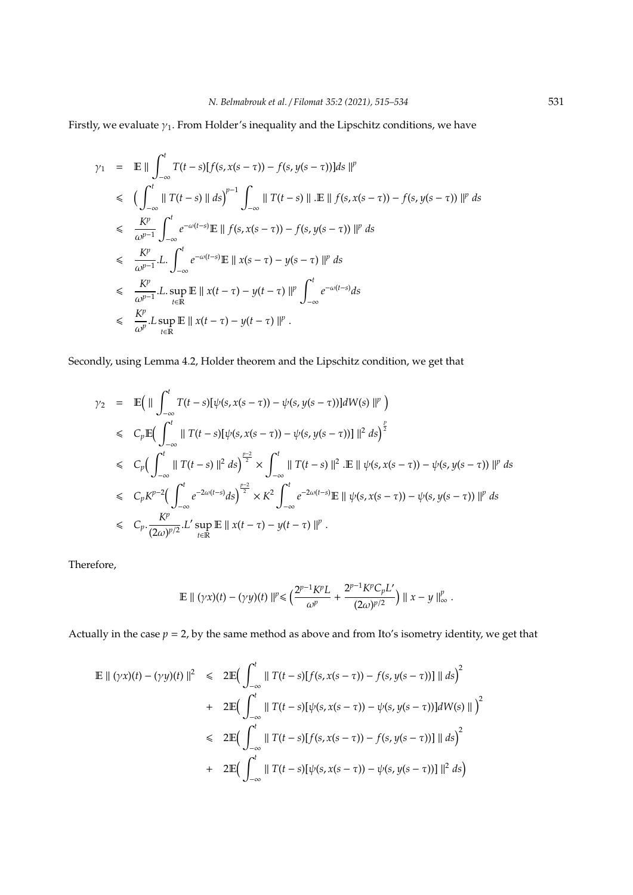Firstly, we evaluate $\gamma_1$. From Holder's inequality and the Lipschitz conditions, we have

$$
\begin{aligned}
\gamma_1 &= \mathbb{E} \parallel \int_{-\infty}^{t} T(t-s)[f(s,x(s-\tau)) - f(s,y(s-\tau))]ds \parallel^p \\
&\leqslant \Big( \int_{-\infty}^{t} \parallel T(t-s) \parallel ds \Big)^{p-1} \int_{-\infty} \parallel T(t-s) \parallel . \mathbb{E} \parallel f(s,x(s-\tau)) - f(s,y(s-\tau)) \parallel^p ds \\
&\leqslant \frac{K^p}{\omega^{p-1}} \int_{-\infty}^{t} e^{-\omega(t-s)} \mathbb{E} \parallel f(s,x(s-\tau)) - f(s,y(s-\tau)) \parallel^p ds \\
&\leqslant \frac{K^p}{\omega^{p-1}} .L. \int_{-\infty}^{t} e^{-\omega(t-s)} \mathbb{E} \parallel x(s-\tau) - y(s-\tau) \parallel^p ds \\
&\leqslant \frac{K^p}{\omega^{p-1}} .L. \sup_{t\in\mathbb{R}} \mathbb{E} \parallel x(t-\tau) - y(t-\tau) \parallel^p \int_{-\infty}^{t} e^{-\omega(t-s)} ds \\
&\leqslant \frac{K^p}{\omega^p} .L \sup_{t\in\mathbb{R}} \mathbb{E} \parallel x(t-\tau) - y(t-\tau) \parallel^p .
\end{aligned}
$$

Secondly, using Lemma 4.2, Holder theorem and the Lipschitz condition, we get that

$$
\begin{aligned}
\gamma_2 &= \mathbb{E}\Big( \parallel \int_{-\infty}^{t} T(t-s)[\psi(s,x(s-\tau)) - \psi(s,y(s-\tau))]dW(s) \parallel^p \Big) \\
&\leqslant C_p \mathbb{E}\Big( \int_{-\infty}^{t} \parallel T(t-s)[\psi(s,x(s-\tau)) - \psi(s,y(s-\tau))] \parallel^2 ds \Big)^{\frac{p}{2}} \\
&\leqslant C_p \Big( \int_{-\infty}^{t} \parallel T(t-s) \parallel^2 ds \Big)^{\frac{p-2}{2}} \times \int_{-\infty}^{t} \parallel T(t-s) \parallel^2 . \mathbb{E} \parallel \psi(s,x(s-\tau)) - \psi(s,y(s-\tau)) \parallel^p ds \\
&\leqslant C_p K^{p-2} \Big( \int_{-\infty}^{t} e^{-2\omega(t-s)} ds \Big)^{\frac{p-2}{2}} \times K^2 \int_{-\infty}^{t} e^{-2\omega(t-s)} \mathbb{E} \parallel \psi(s,x(s-\tau)) - \psi(s,y(s-\tau)) \parallel^p ds \\
&\leqslant C_p . \frac{K^p}{(2\omega)^{p/2}} .L' \sup_{t\in\mathbb{R}} \mathbb{E} \parallel x(t-\tau) - y(t-\tau) \parallel^p .
\end{aligned}
$$

Therefore,

$$
\mathbb{E} \parallel (\gamma x)(t) - (\gamma y)(t) \parallel^p \leqslant \Big( \frac{2^{p-1} K^p L}{\omega^p} + \frac{2^{p-1} K^p C_p L'}{(2\omega)^{p/2}} \Big) \parallel x - y \parallel_\infty^p .
$$

Actually in the case $p = 2$, by the same method as above and from Ito's isometry identity, we get that

$$
\begin{aligned}
\mathbb{E} \parallel (\gamma x)(t) - (\gamma y)(t) \parallel^2 &\leqslant 2\mathbb{E}\Big( \int_{-\infty}^{t} \parallel T(t-s)[f(s,x(s-\tau)) - f(s,y(s-\tau))] \parallel ds \Big)^2 \\
&+ 2\mathbb{E}\Big( \int_{-\infty}^{t} \parallel T(t-s)[\psi(s,x(s-\tau)) - \psi(s,y(s-\tau))]dW(s) \parallel \Big)^2 \\
&\leqslant 2\mathbb{E}\Big( \int_{-\infty}^{t} \parallel T(t-s)[f(s,x(s-\tau)) - f(s,y(s-\tau))] \parallel ds \Big)^2 \\
&+ 2\mathbb{E}\Big( \int_{-\infty}^{t} \parallel T(t-s)[\psi(s,x(s-\tau)) - \psi(s,y(s-\tau))] \parallel^2 ds \Big)
\end{aligned}
$$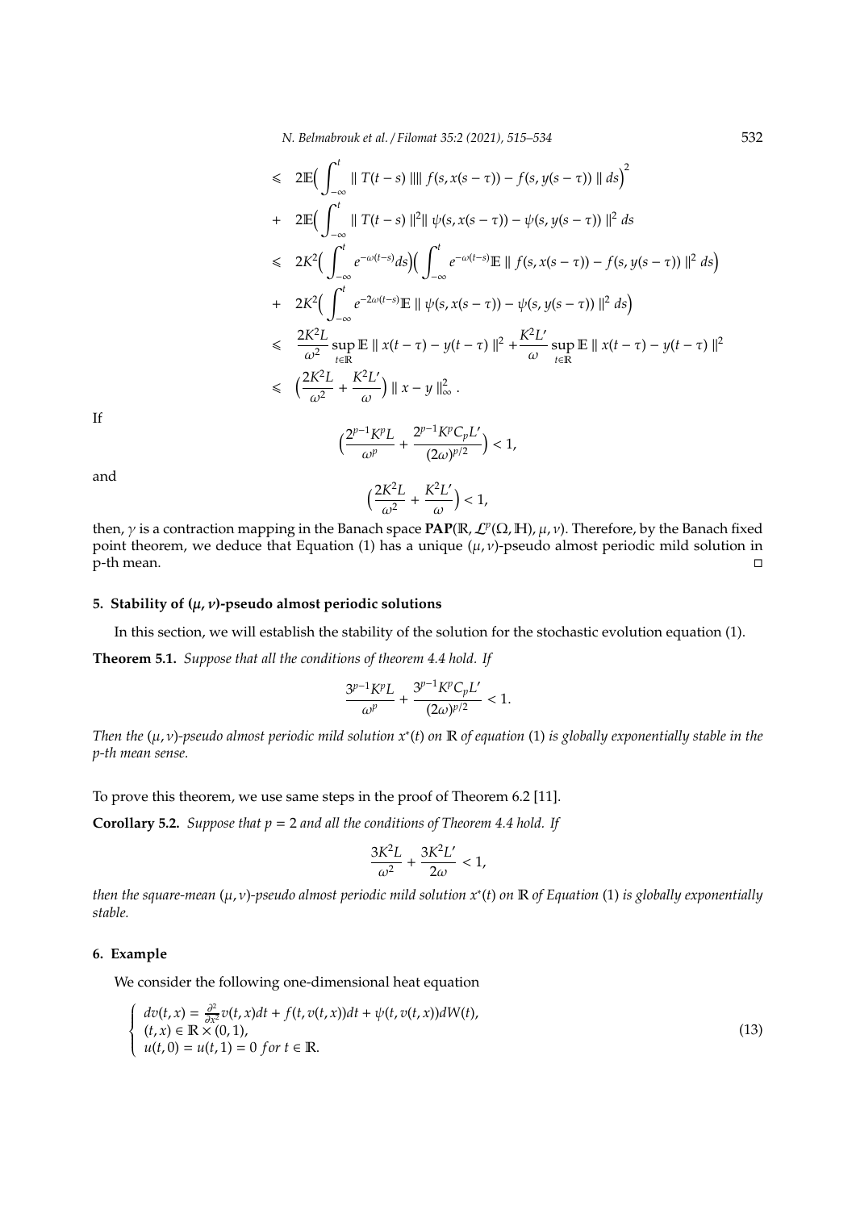$$
\begin{aligned}
&\leqslant 2\mathbb{E}\Big(\int_{-\infty}^{t} \| T(t-s) \| \| f(s,x(s-\tau)) - f(s,y(s-\tau)) \| ds\Big)^2 \\
&+ 2\mathbb{E}\Big(\int_{-\infty}^{t} \| T(t-s) \|^2 \| \psi(s,x(s-\tau)) - \psi(s,y(s-\tau)) \|^2 ds \\
&\leqslant 2K^2\Big(\int_{-\infty}^{t} e^{-\omega(t-s)} ds\Big)\Big(\int_{-\infty}^{t} e^{-\omega(t-s)} \mathbb{E} \| f(s,x(s-\tau)) - f(s,y(s-\tau)) \|^2 ds\Big) \\
&+ 2K^2\Big(\int_{-\infty}^{t} e^{-2\omega(t-s)} \mathbb{E} \| \psi(s,x(s-\tau)) - \psi(s,y(s-\tau)) \|^2 ds\Big) \\
&\leqslant \frac{2K^2L}{\omega^2} \sup_{t\in\mathbb{R}} \mathbb{E} \| x(t-\tau) - y(t-\tau) \|^2 + \frac{K^2L'}{\omega} \sup_{t\in\mathbb{R}} \mathbb{E} \| x(t-\tau) - y(t-\tau) \|^2 \\
&\leqslant \Big(\frac{2K^2L}{\omega^2} + \frac{K^2L'}{\omega}\Big) \| x - y \|_{\infty}^2 .
\end{aligned}
$$

If

$$\Big(\frac{2^{p-1}K^pL}{\omega^p} + \frac{2^{p-1}K^pC_pL'}{(2\omega)^{p/2}}\Big) < 1,$$

and

$$\Big(\frac{2K^2L}{\omega^2} + \frac{K^2L'}{\omega}\Big) < 1,$$

then, $\gamma$ is a contraction mapping in the Banach space $\mathbf{PAP}(\mathbb{R}, \mathcal{L}^p(\Omega, \mathbb{H}), \mu, \nu)$. Therefore, by the Banach fixed point theorem, we deduce that Equation (1) has a unique $(\mu, \nu)$-pseudo almost periodic mild solution in p-th mean. □

## 5. Stability of $(\mu, \nu)$-pseudo almost periodic solutions

In this section, we will establish the stability of the solution for the stochastic evolution equation (1).

**Theorem 5.1.** *Suppose that all the conditions of theorem 4.4 hold. If*

$$\frac{3^{p-1}K^pL}{\omega^p} + \frac{3^{p-1}K^pC_pL'}{(2\omega)^{p/2}} < 1.$$

*Then the $(\mu, \nu)$-pseudo almost periodic mild solution $x^*(t)$ on $\mathbb{R}$ of equation (1) is globally exponentially stable in the p-th mean sense.*

To prove this theorem, we use same steps in the proof of Theorem 6.2 [11].

**Corollary 5.2.** *Suppose that $p = 2$ and all the conditions of Theorem 4.4 hold. If*

$$\frac{3K^2L}{\omega^2} + \frac{3K^2L'}{2\omega} < 1,$$

*then the square-mean $(\mu, \nu)$-pseudo almost periodic mild solution $x^*(t)$ on $\mathbb{R}$ of Equation (1) is globally exponentially stable.*

## 6. Example

We consider the following one-dimensional heat equation

$$
\begin{cases}
dv(t,x) = \frac{\partial^2}{\partial x^2} v(t,x)dt + f(t, v(t,x))dt + \psi(t, v(t,x))dW(t), \\
(t,x) \in \mathbb{R} \times (0,1), \\
u(t,0) = u(t,1) = 0 \;\; for \; t \in \mathbb{R}.
\end{cases}
\tag{13}
$$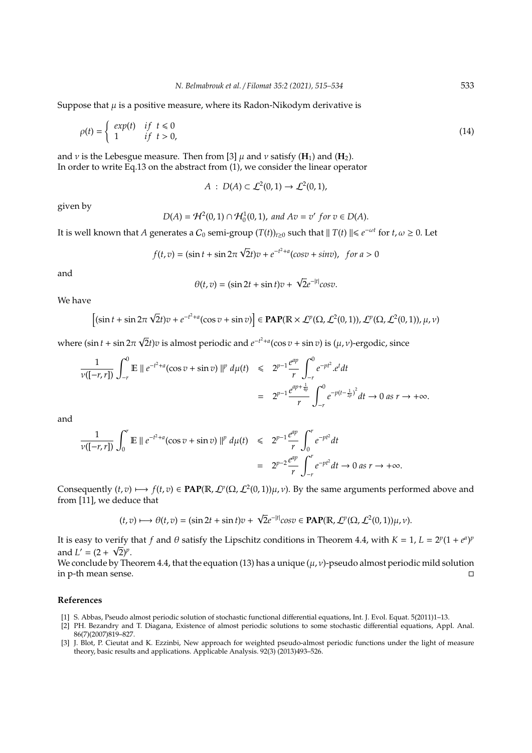Suppose that $\mu$ is a positive measure, where its Radon-Nikodym derivative is

$$\rho(t) = \begin{cases} exp(t) & if \;\; t \leqslant 0 \\ 1 & if \;\; t > 0, \end{cases} \tag{14}$$

and $\nu$ is the Lebesgue measure. Then from [3] $\mu$ and $\nu$ satisfy $(\mathbf{H}_1)$ and $(\mathbf{H}_2)$.
In order to write Eq.13 on the abstract from (1), we consider the linear operator

$$A \;:\; D(A) \subset \mathcal{L}^2(0,1) \to \mathcal{L}^2(0,1),$$

given by

$$D(A) = \mathcal{H}^2(0,1) \cap \mathcal{H}^1_0(0,1), \; and \; Av = v' \; for \; v \in D(A).$$

It is well known that $A$ generates a $C_0$ semi-group $(T(t))_{t\geq 0}$ such that $\| T(t) \| \leqslant e^{-\omega t}$ for $t, \omega \geq 0$. Let

$$f(t,v) = (\sin t + \sin 2\pi\sqrt{2}t)v + e^{-t^2+a}(cosv + sinv), \;\; for \; a > 0$$

and

$$\theta(t,v) = (\sin 2t + \sin t)v + \sqrt{2}e^{-|t|}cosv.$$

We have

$$\left[(\sin t + \sin 2\pi\sqrt{2}t)v + e^{-t^2+a}(\cos v + \sin v)\right] \in \mathbf{PAP}(\mathbb{R} \times \mathcal{L}^p(\Omega, \mathcal{L}^2(0,1)), \mathcal{L}^p(\Omega, \mathcal{L}^2(0,1)), \mu, \nu)$$

where $(\sin t + \sin 2\pi\sqrt{2}t)v$ is almost periodic and $e^{-t^2+a}(\cos v + \sin v)$ is $(\mu,\nu)$-ergodic, since

$$\begin{aligned}
\frac{1}{\nu([-r,r])}\int_{-r}^{0} \mathbb{E} \parallel e^{-t^2+a}(\cos v + \sin v) \parallel^p d\mu(t) &\leqslant 2^{p-1}\frac{e^{ap}}{r}\int_{-r}^{0} e^{-pt^2}.e^t dt \\
&= 2^{p-1}\frac{e^{ap+\frac{1}{4p}}}{r}\int_{-r}^{0} e^{-p(t-\frac{1}{2p})^2} dt \to 0 \; as \; r \to +\infty.
\end{aligned}$$

and

$$\begin{aligned}
\frac{1}{\nu([-r,r])}\int_{0}^{r} \mathbb{E} \parallel e^{-t^2+a}(\cos v + \sin v) \parallel^p d\mu(t) &\leqslant 2^{p-1}\frac{e^{ap}}{r}\int_{0}^{r} e^{-pt^2} dt \\
&= 2^{p-2}\frac{e^{ap}}{r}\int_{-r}^{r} e^{-pt^2} dt \to 0 \; as \; r \to +\infty.
\end{aligned}$$

Consequently $(t,v) \longmapsto f(t,v) \in \mathbf{PAP}(\mathbb{R}, \mathcal{L}^p(\Omega, \mathcal{L}^2(0,1))\mu, \nu)$. By the same arguments performed above and from [11], we deduce that

$$(t,v) \longmapsto \theta(t,v) = (\sin 2t + \sin t)v + \sqrt{2}e^{-|t|}cosv \in \mathbf{PAP}(\mathbb{R}, \mathcal{L}^p(\Omega, \mathcal{L}^2(0,1))\mu, \nu).$$

It is easy to verify that $f$ and $\theta$ satisfy the Lipschitz conditions in Theorem 4.4, with $K = 1$, $L = 2^p(1 + e^a)^p$ and $L' = (2 + \sqrt{2})^p$.
We conclude by Theorem 4.4, that the equation (13) has a unique $(\mu,\nu)$-pseudo almost periodic mild solution in p-th mean sense. □

## References

[1] S. Abbas, Pseudo almost periodic solution of stochastic functional differential equations, Int. J. Evol. Equat. 5(2011)1–13.

[2] PH. Bezandry and T. Diagana, Existence of almost periodic solutions to some stochastic differential equations, Appl. Anal. 86(7)(2007)819–827.

[3] J. Blot, P. Cieutat and K. Ezzinbi, New approach for weighted pseudo-almost periodic functions under the light of measure theory, basic results and applications. Applicable Analysis. 92(3) (2013)493–526.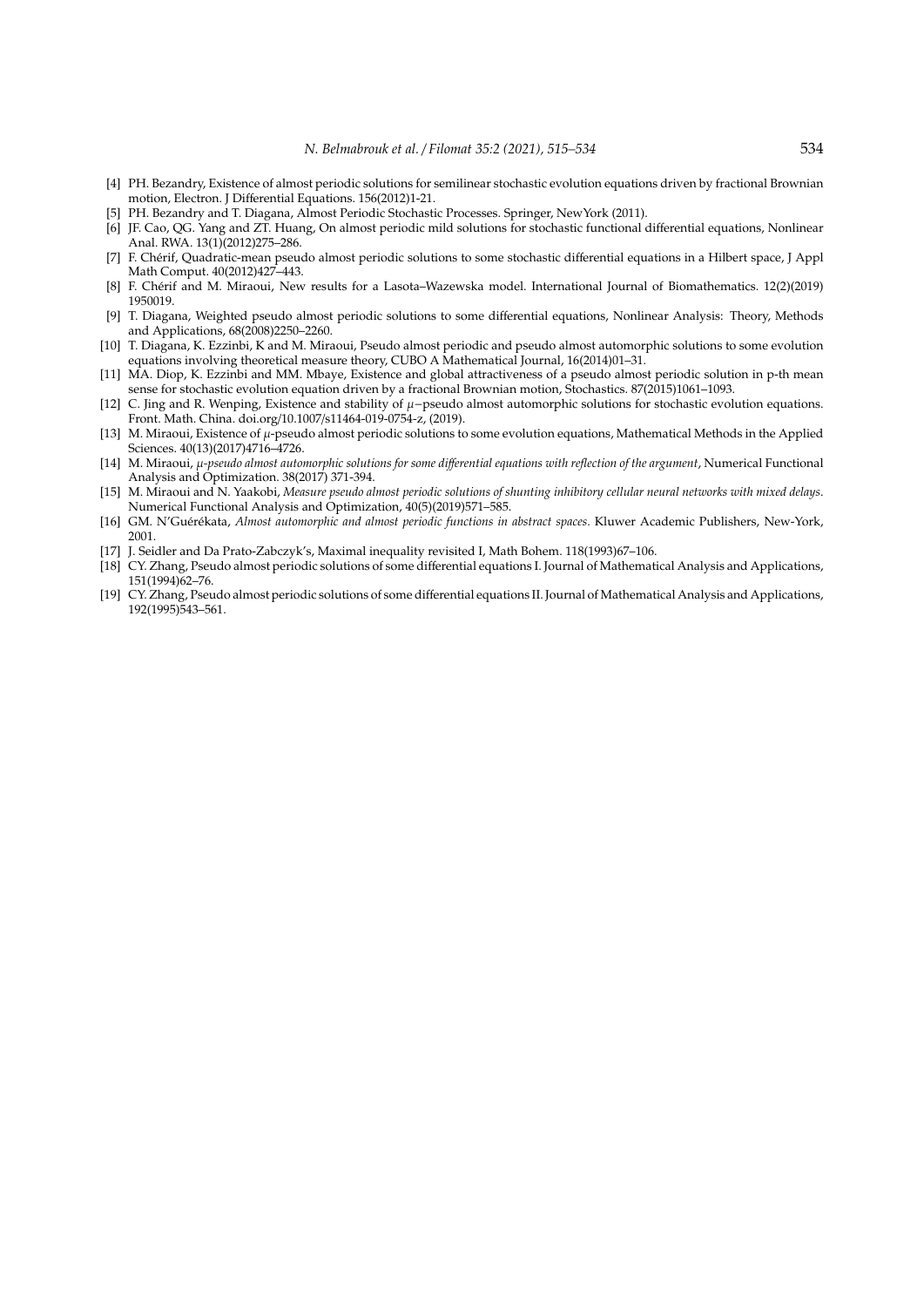[4] PH. Bezandry, Existence of almost periodic solutions for semilinear stochastic evolution equations driven by fractional Brownian motion, Electron. J Differential Equations. 156(2012)1-21.

[5] PH. Bezandry and T. Diagana, Almost Periodic Stochastic Processes. Springer, NewYork (2011).

[6] JF. Cao, QG. Yang and ZT. Huang, On almost periodic mild solutions for stochastic functional differential equations, Nonlinear Anal. RWA. 13(1)(2012)275–286.

[7] F. Chérif, Quadratic-mean pseudo almost periodic solutions to some stochastic differential equations in a Hilbert space, J Appl Math Comput. 40(2012)427–443.

[8] F. Chérif and M. Miraoui, New results for a Lasota–Wazewska model. International Journal of Biomathematics. 12(2)(2019) 1950019.

[9] T. Diagana, Weighted pseudo almost periodic solutions to some differential equations, Nonlinear Analysis: Theory, Methods and Applications, 68(2008)2250–2260.

[10] T. Diagana, K. Ezzinbi, K and M. Miraoui, Pseudo almost periodic and pseudo almost automorphic solutions to some evolution equations involving theoretical measure theory, CUBO A Mathematical Journal, 16(2014)01–31.

[11] MA. Diop, K. Ezzinbi and MM. Mbaye, Existence and global attractiveness of a pseudo almost periodic solution in p-th mean sense for stochastic evolution equation driven by a fractional Brownian motion, Stochastics. 87(2015)1061–1093.

[12] C. Jing and R. Wenping, Existence and stability of $\mu-$pseudo almost automorphic solutions for stochastic evolution equations. Front. Math. China. doi.org/10.1007/s11464-019-0754-z, (2019).

[13] M. Miraoui, Existence of $\mu$-pseudo almost periodic solutions to some evolution equations, Mathematical Methods in the Applied Sciences. 40(13)(2017)4716–4726.

[14] M. Miraoui, *$\mu$-pseudo almost automorphic solutions for some differential equations with reflection of the argument*, Numerical Functional Analysis and Optimization. 38(2017) 371-394.

[15] M. Miraoui and N. Yaakobi, *Measure pseudo almost periodic solutions of shunting inhibitory cellular neural networks with mixed delays*. Numerical Functional Analysis and Optimization, 40(5)(2019)571–585.

[16] GM. N'Guérékata, *Almost automorphic and almost periodic functions in abstract spaces*. Kluwer Academic Publishers, New-York, 2001.

[17] J. Seidler and Da Prato-Zabczyk's, Maximal inequality revisited I, Math Bohem. 118(1993)67–106.

[18] CY. Zhang, Pseudo almost periodic solutions of some differential equations I. Journal of Mathematical Analysis and Applications, 151(1994)62–76.

[19] CY. Zhang, Pseudo almost periodic solutions of some differential equations II. Journal of Mathematical Analysis and Applications, 192(1995)543–561.